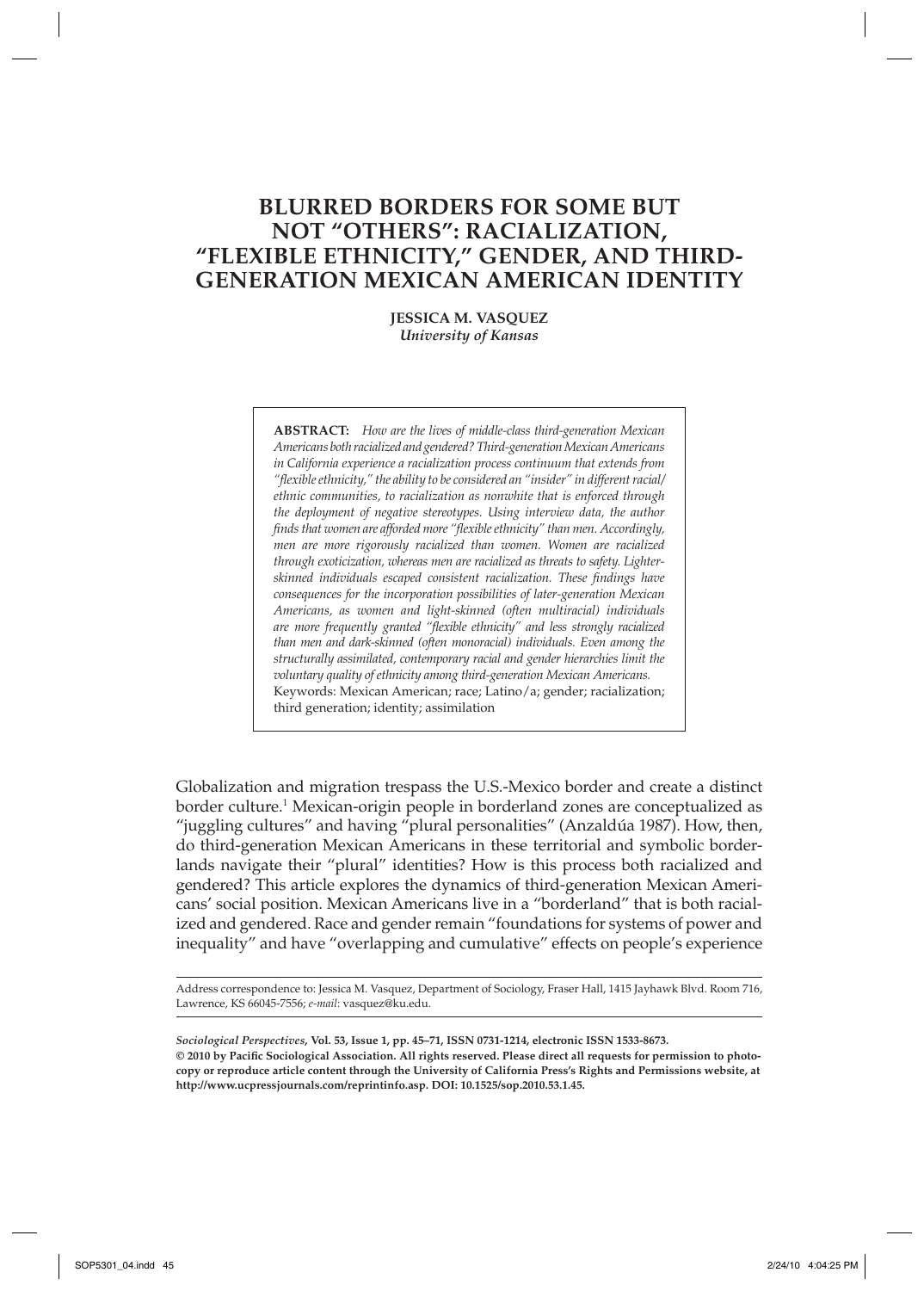# BLURRED BORDERS FOR SOME BUT NOT "OTHERS": RACIALIZATION, "FLEXIBLE ETHNICITY," GENDER, AND THIRD-GENERATION MEXICAN AMERICAN IDENTITY

**JESSICA M. VASQUEZ**
*University of Kansas*

**ABSTRACT:** *How are the lives of middle-class third-generation Mexican Americans both racialized and gendered? Third-generation Mexican Americans in California experience a racialization process continuum that extends from "flexible ethnicity," the ability to be considered an "insider" in different racial/ethnic communities, to racialization as nonwhite that is enforced through the deployment of negative stereotypes. Using interview data, the author finds that women are afforded more "flexible ethnicity" than men. Accordingly, men are more rigorously racialized than women. Women are racialized through exoticization, whereas men are racialized as threats to safety. Lighter-skinned individuals escaped consistent racialization. These findings have consequences for the incorporation possibilities of later-generation Mexican Americans, as women and light-skinned (often multiracial) individuals are more frequently granted "flexible ethnicity" and less strongly racialized than men and dark-skinned (often monoracial) individuals. Even among the structurally assimilated, contemporary racial and gender hierarchies limit the voluntary quality of ethnicity among third-generation Mexican Americans.*
Keywords: Mexican American; race; Latino/a; gender; racialization; third generation; identity; assimilation

Globalization and migration trespass the U.S.-Mexico border and create a distinct border culture.[1] Mexican-origin people in borderland zones are conceptualized as "juggling cultures" and having "plural personalities" (Anzaldúa 1987). How, then, do third-generation Mexican Americans in these territorial and symbolic borderlands navigate their "plural" identities? How is this process both racialized and gendered? This article explores the dynamics of third-generation Mexican Americans' social position. Mexican Americans live in a "borderland" that is both racialized and gendered. Race and gender remain "foundations for systems of power and inequality" and have "overlapping and cumulative" effects on people's experience

Address correspondence to: Jessica M. Vasquez, Department of Sociology, Fraser Hall, 1415 Jayhawk Blvd. Room 716, Lawrence, KS 66045-7556; *e-mail*: vasquez@ku.edu.

***Sociological Perspectives*, Vol. 53, Issue 1, pp. 45–71, ISSN 0731-1214, electronic ISSN 1533-8673.**
**© 2010 by Pacific Sociological Association. All rights reserved. Please direct all requests for permission to photocopy or reproduce article content through the University of California Press's Rights and Permissions website, at http://www.ucpressjournals.com/reprintinfo.asp. DOI: 10.1525/sop.2010.53.1.45.**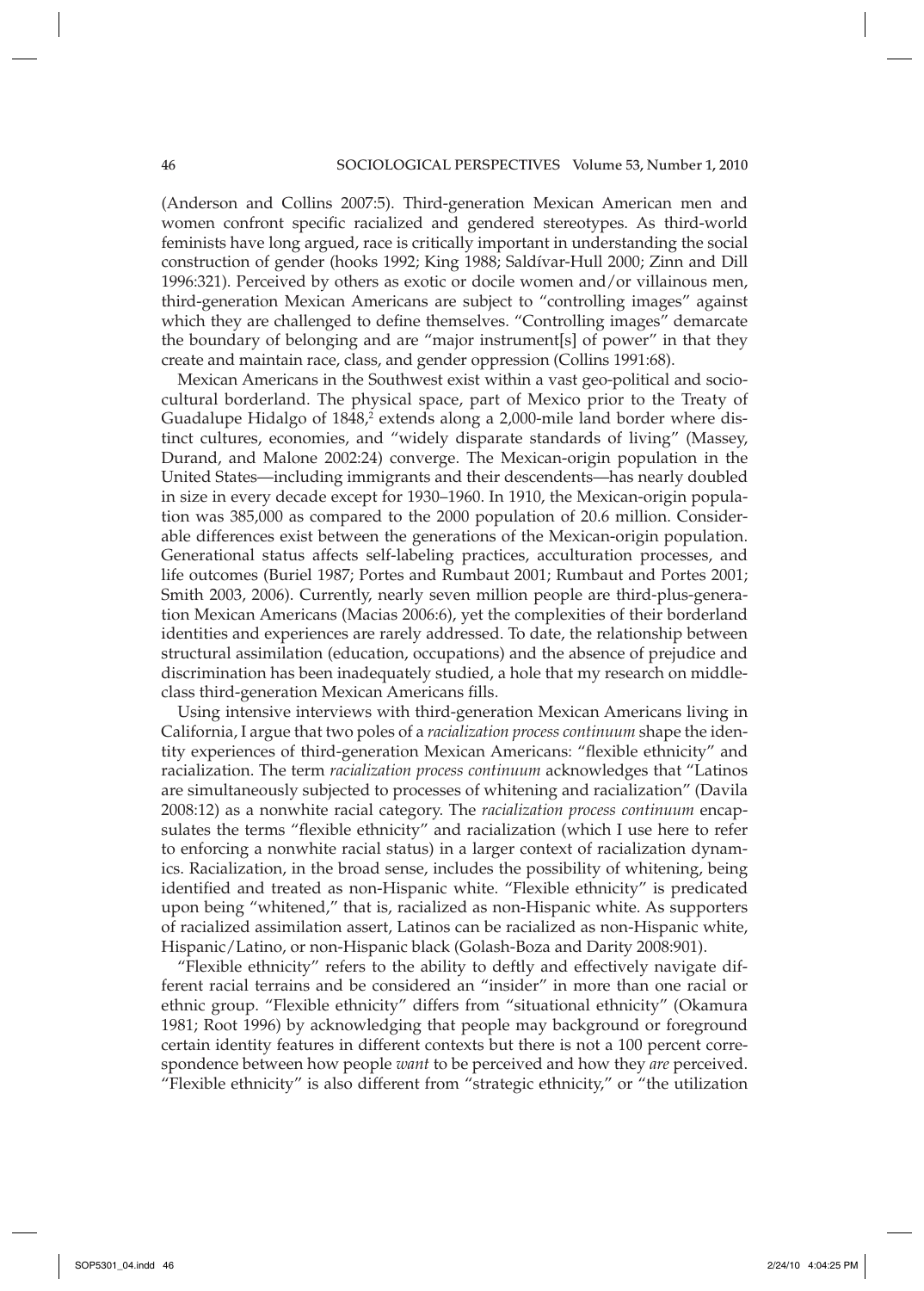(Anderson and Collins 2007:5). Third-generation Mexican American men and women confront specific racialized and gendered stereotypes. As third-world feminists have long argued, race is critically important in understanding the social construction of gender (hooks 1992; King 1988; Saldívar-Hull 2000; Zinn and Dill 1996:321). Perceived by others as exotic or docile women and/or villainous men, third-generation Mexican Americans are subject to "controlling images" against which they are challenged to define themselves. "Controlling images" demarcate the boundary of belonging and are "major instrument[s] of power" in that they create and maintain race, class, and gender oppression (Collins 1991:68).

Mexican Americans in the Southwest exist within a vast geo-political and sociocultural borderland. The physical space, part of Mexico prior to the Treaty of Guadalupe Hidalgo of 1848,[2] extends along a 2,000-mile land border where distinct cultures, economies, and "widely disparate standards of living" (Massey, Durand, and Malone 2002:24) converge. The Mexican-origin population in the United States—including immigrants and their descendents—has nearly doubled in size in every decade except for 1930–1960. In 1910, the Mexican-origin population was 385,000 as compared to the 2000 population of 20.6 million. Considerable differences exist between the generations of the Mexican-origin population. Generational status affects self-labeling practices, acculturation processes, and life outcomes (Buriel 1987; Portes and Rumbaut 2001; Rumbaut and Portes 2001; Smith 2003, 2006). Currently, nearly seven million people are third-plus-generation Mexican Americans (Macias 2006:6), yet the complexities of their borderland identities and experiences are rarely addressed. To date, the relationship between structural assimilation (education, occupations) and the absence of prejudice and discrimination has been inadequately studied, a hole that my research on middle-class third-generation Mexican Americans fills.

Using intensive interviews with third-generation Mexican Americans living in California, I argue that two poles of a *racialization process continuum* shape the identity experiences of third-generation Mexican Americans: "flexible ethnicity" and racialization. The term *racialization process continuum* acknowledges that "Latinos are simultaneously subjected to processes of whitening and racialization" (Davila 2008:12) as a nonwhite racial category. The *racialization process continuum* encapsulates the terms "flexible ethnicity" and racialization (which I use here to refer to enforcing a nonwhite racial status) in a larger context of racialization dynamics. Racialization, in the broad sense, includes the possibility of whitening, being identified and treated as non-Hispanic white. "Flexible ethnicity" is predicated upon being "whitened," that is, racialized as non-Hispanic white. As supporters of racialized assimilation assert, Latinos can be racialized as non-Hispanic white, Hispanic/Latino, or non-Hispanic black (Golash-Boza and Darity 2008:901).

"Flexible ethnicity" refers to the ability to deftly and effectively navigate different racial terrains and be considered an "insider" in more than one racial or ethnic group. "Flexible ethnicity" differs from "situational ethnicity" (Okamura 1981; Root 1996) by acknowledging that people may background or foreground certain identity features in different contexts but there is not a 100 percent correspondence between how people *want* to be perceived and how they *are* perceived. "Flexible ethnicity" is also different from "strategic ethnicity," or "the utilization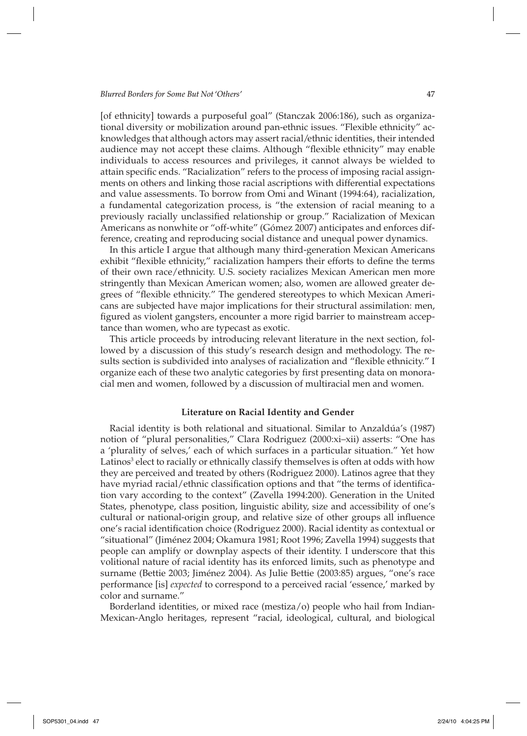[of ethnicity] towards a purposeful goal" (Stanczak 2006:186), such as organizational diversity or mobilization around pan-ethnic issues. "Flexible ethnicity" acknowledges that although actors may assert racial/ethnic identities, their intended audience may not accept these claims. Although "flexible ethnicity" may enable individuals to access resources and privileges, it cannot always be wielded to attain specific ends. "Racialization" refers to the process of imposing racial assignments on others and linking those racial ascriptions with differential expectations and value assessments. To borrow from Omi and Winant (1994:64), racialization, a fundamental categorization process, is "the extension of racial meaning to a previously racially unclassified relationship or group." Racialization of Mexican Americans as nonwhite or "off-white" (Gómez 2007) anticipates and enforces difference, creating and reproducing social distance and unequal power dynamics.

In this article I argue that although many third-generation Mexican Americans exhibit "flexible ethnicity," racialization hampers their efforts to define the terms of their own race/ethnicity. U.S. society racializes Mexican American men more stringently than Mexican American women; also, women are allowed greater degrees of "flexible ethnicity." The gendered stereotypes to which Mexican Americans are subjected have major implications for their structural assimilation: men, figured as violent gangsters, encounter a more rigid barrier to mainstream acceptance than women, who are typecast as exotic.

This article proceeds by introducing relevant literature in the next section, followed by a discussion of this study's research design and methodology. The results section is subdivided into analyses of racialization and "flexible ethnicity." I organize each of these two analytic categories by first presenting data on monoracial men and women, followed by a discussion of multiracial men and women.

## Literature on Racial Identity and Gender

Racial identity is both relational and situational. Similar to Anzaldúa's (1987) notion of "plural personalities," Clara Rodriguez (2000:xi–xii) asserts: "One has a 'plurality of selves,' each of which surfaces in a particular situation." Yet how Latinos[3] elect to racially or ethnically classify themselves is often at odds with how they are perceived and treated by others (Rodriguez 2000). Latinos agree that they have myriad racial/ethnic classification options and that "the terms of identification vary according to the context" (Zavella 1994:200). Generation in the United States, phenotype, class position, linguistic ability, size and accessibility of one's cultural or national-origin group, and relative size of other groups all influence one's racial identification choice (Rodriguez 2000). Racial identity as contextual or "situational" (Jiménez 2004; Okamura 1981; Root 1996; Zavella 1994) suggests that people can amplify or downplay aspects of their identity. I underscore that this volitional nature of racial identity has its enforced limits, such as phenotype and surname (Bettie 2003; Jiménez 2004). As Julie Bettie (2003:85) argues, "one's race performance [is] *expected* to correspond to a perceived racial 'essence,' marked by color and surname."

Borderland identities, or mixed race (mestiza/o) people who hail from Indian-Mexican-Anglo heritages, represent "racial, ideological, cultural, and biological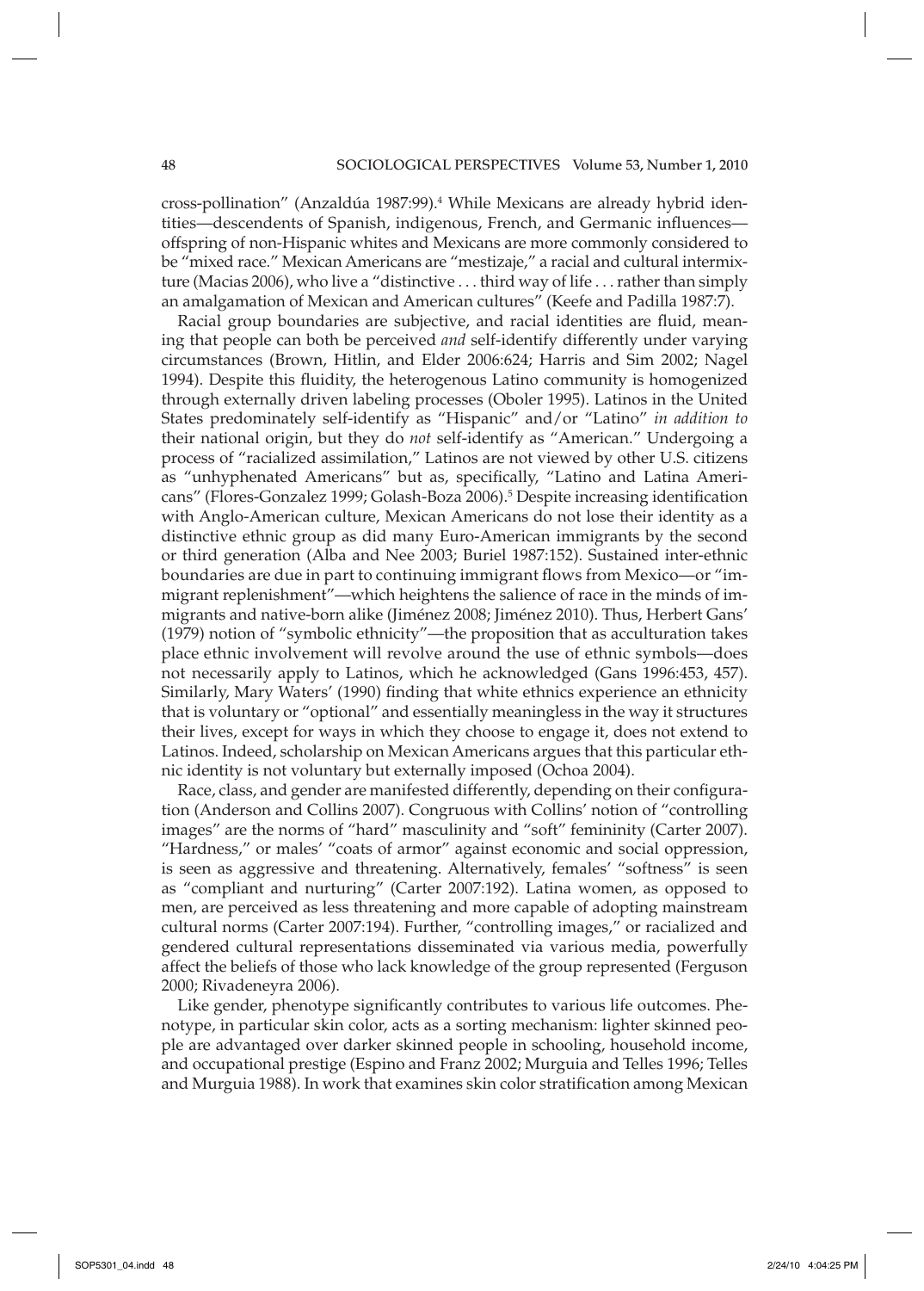cross-pollination" (Anzaldúa 1987:99).[4] While Mexicans are already hybrid identities—descendents of Spanish, indigenous, French, and Germanic influences—offspring of non-Hispanic whites and Mexicans are more commonly considered to be "mixed race." Mexican Americans are "mestizaje," a racial and cultural intermixture (Macias 2006), who live a "distinctive . . . third way of life . . . rather than simply an amalgamation of Mexican and American cultures" (Keefe and Padilla 1987:7).

Racial group boundaries are subjective, and racial identities are fluid, meaning that people can both be perceived *and* self-identify differently under varying circumstances (Brown, Hitlin, and Elder 2006:624; Harris and Sim 2002; Nagel 1994). Despite this fluidity, the heterogenous Latino community is homogenized through externally driven labeling processes (Oboler 1995). Latinos in the United States predominately self-identify as "Hispanic" and/or "Latino" *in addition to* their national origin, but they do *not* self-identify as "American." Undergoing a process of "racialized assimilation," Latinos are not viewed by other U.S. citizens as "unhyphenated Americans" but as, specifically, "Latino and Latina Americans" (Flores-Gonzalez 1999; Golash-Boza 2006).[5] Despite increasing identification with Anglo-American culture, Mexican Americans do not lose their identity as a distinctive ethnic group as did many Euro-American immigrants by the second or third generation (Alba and Nee 2003; Buriel 1987:152). Sustained inter-ethnic boundaries are due in part to continuing immigrant flows from Mexico—or "immigrant replenishment"—which heightens the salience of race in the minds of immigrants and native-born alike (Jiménez 2008; Jiménez 2010). Thus, Herbert Gans' (1979) notion of "symbolic ethnicity"—the proposition that as acculturation takes place ethnic involvement will revolve around the use of ethnic symbols—does not necessarily apply to Latinos, which he acknowledged (Gans 1996:453, 457). Similarly, Mary Waters' (1990) finding that white ethnics experience an ethnicity that is voluntary or "optional" and essentially meaningless in the way it structures their lives, except for ways in which they choose to engage it, does not extend to Latinos. Indeed, scholarship on Mexican Americans argues that this particular ethnic identity is not voluntary but externally imposed (Ochoa 2004).

Race, class, and gender are manifested differently, depending on their configuration (Anderson and Collins 2007). Congruous with Collins' notion of "controlling images" are the norms of "hard" masculinity and "soft" femininity (Carter 2007). "Hardness," or males' "coats of armor" against economic and social oppression, is seen as aggressive and threatening. Alternatively, females' "softness" is seen as "compliant and nurturing" (Carter 2007:192). Latina women, as opposed to men, are perceived as less threatening and more capable of adopting mainstream cultural norms (Carter 2007:194). Further, "controlling images," or racialized and gendered cultural representations disseminated via various media, powerfully affect the beliefs of those who lack knowledge of the group represented (Ferguson 2000; Rivadeneyra 2006).

Like gender, phenotype significantly contributes to various life outcomes. Phenotype, in particular skin color, acts as a sorting mechanism: lighter skinned people are advantaged over darker skinned people in schooling, household income, and occupational prestige (Espino and Franz 2002; Murguia and Telles 1996; Telles and Murguia 1988). In work that examines skin color stratification among Mexican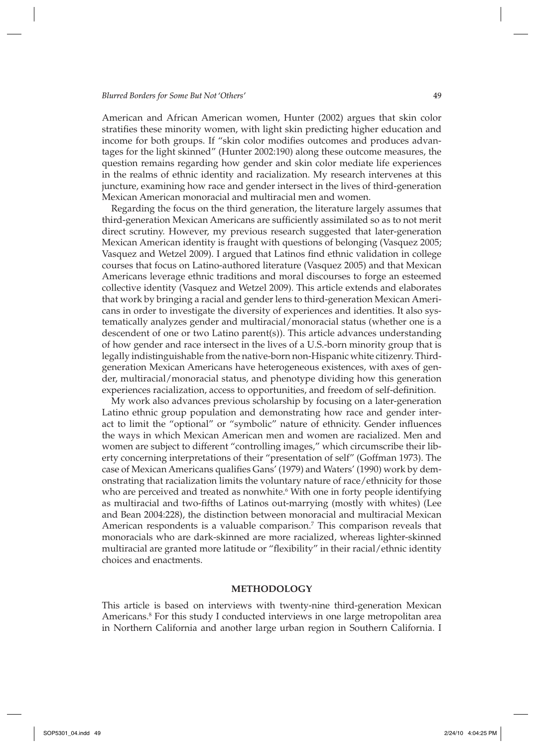American and African American women, Hunter (2002) argues that skin color stratifies these minority women, with light skin predicting higher education and income for both groups. If "skin color modifies outcomes and produces advantages for the light skinned" (Hunter 2002:190) along these outcome measures, the question remains regarding how gender and skin color mediate life experiences in the realms of ethnic identity and racialization. My research intervenes at this juncture, examining how race and gender intersect in the lives of third-generation Mexican American monoracial and multiracial men and women.

Regarding the focus on the third generation, the literature largely assumes that third-generation Mexican Americans are sufficiently assimilated so as to not merit direct scrutiny. However, my previous research suggested that later-generation Mexican American identity is fraught with questions of belonging (Vasquez 2005; Vasquez and Wetzel 2009). I argued that Latinos find ethnic validation in college courses that focus on Latino-authored literature (Vasquez 2005) and that Mexican Americans leverage ethnic traditions and moral discourses to forge an esteemed collective identity (Vasquez and Wetzel 2009). This article extends and elaborates that work by bringing a racial and gender lens to third-generation Mexican Americans in order to investigate the diversity of experiences and identities. It also systematically analyzes gender and multiracial/monoracial status (whether one is a descendent of one or two Latino parent(s)). This article advances understanding of how gender and race intersect in the lives of a U.S.-born minority group that is legally indistinguishable from the native-born non-Hispanic white citizenry. Third-generation Mexican Americans have heterogeneous existences, with axes of gender, multiracial/monoracial status, and phenotype dividing how this generation experiences racialization, access to opportunities, and freedom of self-definition.

My work also advances previous scholarship by focusing on a later-generation Latino ethnic group population and demonstrating how race and gender interact to limit the "optional" or "symbolic" nature of ethnicity. Gender influences the ways in which Mexican American men and women are racialized. Men and women are subject to different "controlling images," which circumscribe their liberty concerning interpretations of their "presentation of self" (Goffman 1973). The case of Mexican Americans qualifies Gans' (1979) and Waters' (1990) work by demonstrating that racialization limits the voluntary nature of race/ethnicity for those who are perceived and treated as nonwhite.[6] With one in forty people identifying as multiracial and two-fifths of Latinos out-marrying (mostly with whites) (Lee and Bean 2004:228), the distinction between monoracial and multiracial Mexican American respondents is a valuable comparison.[7] This comparison reveals that monoracials who are dark-skinned are more racialized, whereas lighter-skinned multiracial are granted more latitude or "flexibility" in their racial/ethnic identity choices and enactments.

## METHODOLOGY

This article is based on interviews with twenty-nine third-generation Mexican Americans.[8] For this study I conducted interviews in one large metropolitan area in Northern California and another large urban region in Southern California. I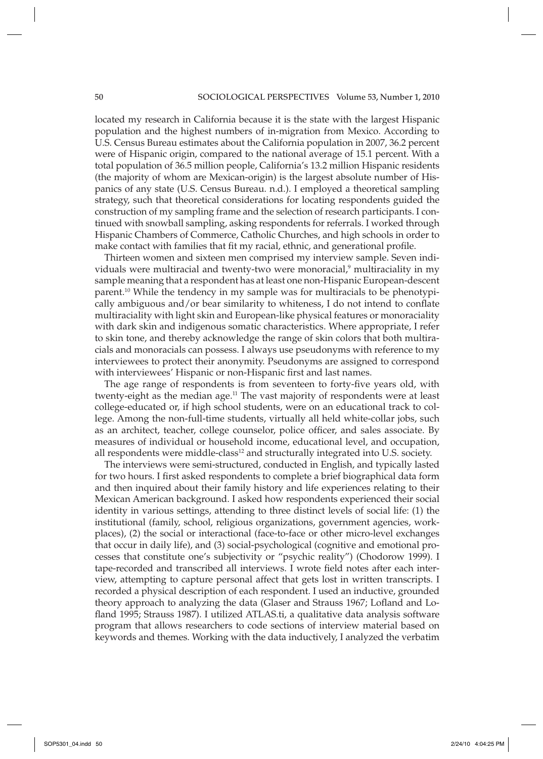located my research in California because it is the state with the largest Hispanic population and the highest numbers of in-migration from Mexico. According to U.S. Census Bureau estimates about the California population in 2007, 36.2 percent were of Hispanic origin, compared to the national average of 15.1 percent. With a total population of 36.5 million people, California's 13.2 million Hispanic residents (the majority of whom are Mexican-origin) is the largest absolute number of Hispanics of any state (U.S. Census Bureau. n.d.). I employed a theoretical sampling strategy, such that theoretical considerations for locating respondents guided the construction of my sampling frame and the selection of research participants. I continued with snowball sampling, asking respondents for referrals. I worked through Hispanic Chambers of Commerce, Catholic Churches, and high schools in order to make contact with families that fit my racial, ethnic, and generational profile.

Thirteen women and sixteen men comprised my interview sample. Seven individuals were multiracial and twenty-two were monoracial,[9] multiraciality in my sample meaning that a respondent has at least one non-Hispanic European-descent parent.[10] While the tendency in my sample was for multiracials to be phenotypically ambiguous and/or bear similarity to whiteness, I do not intend to conflate multiraciality with light skin and European-like physical features or monoraciality with dark skin and indigenous somatic characteristics. Where appropriate, I refer to skin tone, and thereby acknowledge the range of skin colors that both multiracials and monoracials can possess. I always use pseudonyms with reference to my interviewees to protect their anonymity. Pseudonyms are assigned to correspond with interviewees' Hispanic or non-Hispanic first and last names.

The age range of respondents is from seventeen to forty-five years old, with twenty-eight as the median age.[11] The vast majority of respondents were at least college-educated or, if high school students, were on an educational track to college. Among the non-full-time students, virtually all held white-collar jobs, such as an architect, teacher, college counselor, police officer, and sales associate. By measures of individual or household income, educational level, and occupation, all respondents were middle-class[12] and structurally integrated into U.S. society.

The interviews were semi-structured, conducted in English, and typically lasted for two hours. I first asked respondents to complete a brief biographical data form and then inquired about their family history and life experiences relating to their Mexican American background. I asked how respondents experienced their social identity in various settings, attending to three distinct levels of social life: (1) the institutional (family, school, religious organizations, government agencies, workplaces), (2) the social or interactional (face-to-face or other micro-level exchanges that occur in daily life), and (3) social-psychological (cognitive and emotional processes that constitute one's subjectivity or "psychic reality") (Chodorow 1999). I tape-recorded and transcribed all interviews. I wrote field notes after each interview, attempting to capture personal affect that gets lost in written transcripts. I recorded a physical description of each respondent. I used an inductive, grounded theory approach to analyzing the data (Glaser and Strauss 1967; Lofland and Lofland 1995; Strauss 1987). I utilized ATLAS.ti, a qualitative data analysis software program that allows researchers to code sections of interview material based on keywords and themes. Working with the data inductively, I analyzed the verbatim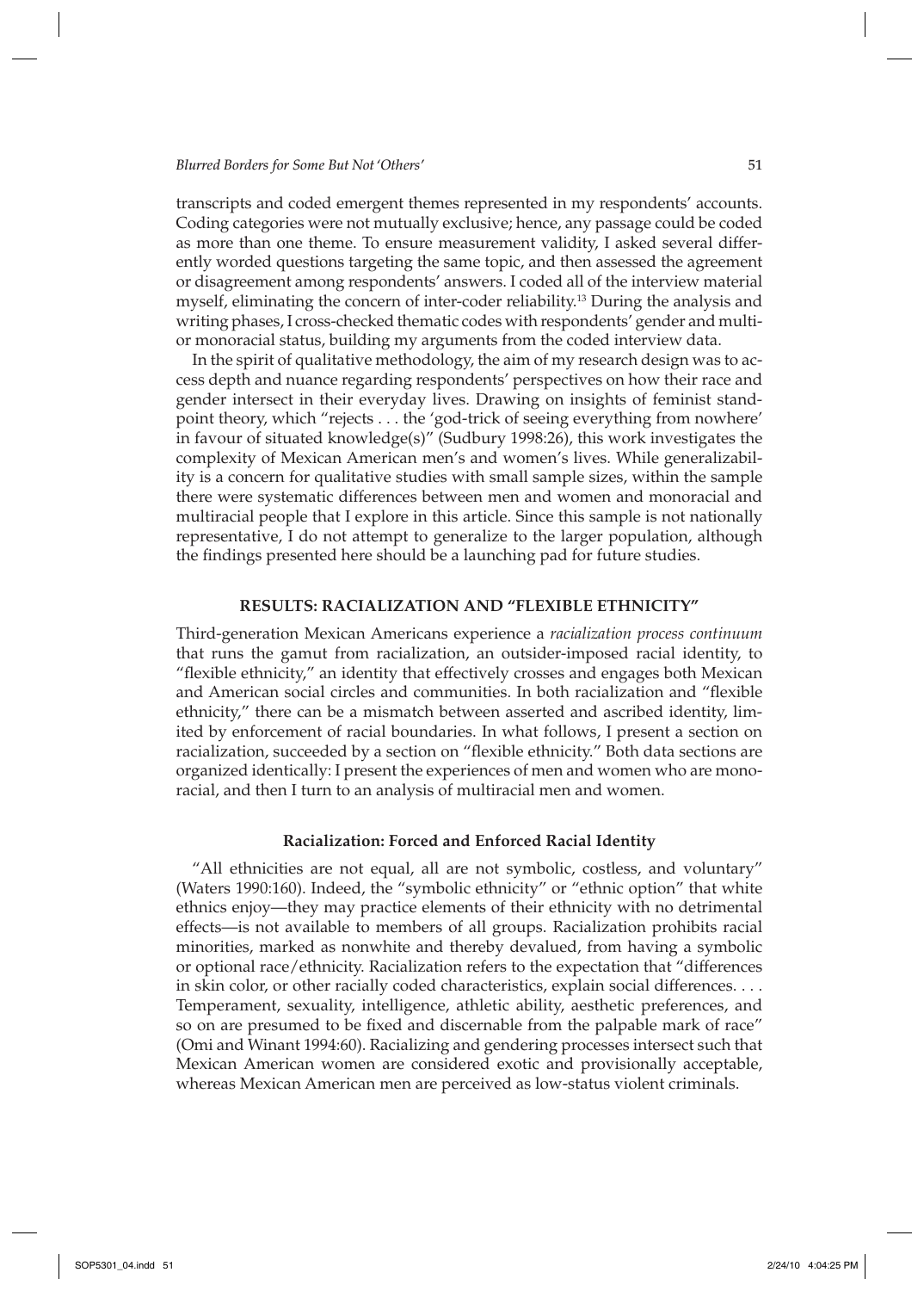transcripts and coded emergent themes represented in my respondents' accounts. Coding categories were not mutually exclusive; hence, any passage could be coded as more than one theme. To ensure measurement validity, I asked several differently worded questions targeting the same topic, and then assessed the agreement or disagreement among respondents' answers. I coded all of the interview material myself, eliminating the concern of inter-coder reliability.[13] During the analysis and writing phases, I cross-checked thematic codes with respondents' gender and multi- or monoracial status, building my arguments from the coded interview data.

In the spirit of qualitative methodology, the aim of my research design was to access depth and nuance regarding respondents' perspectives on how their race and gender intersect in their everyday lives. Drawing on insights of feminist standpoint theory, which "rejects . . . the 'god-trick of seeing everything from nowhere' in favour of situated knowledge(s)" (Sudbury 1998:26), this work investigates the complexity of Mexican American men's and women's lives. While generalizability is a concern for qualitative studies with small sample sizes, within the sample there were systematic differences between men and women and monoracial and multiracial people that I explore in this article. Since this sample is not nationally representative, I do not attempt to generalize to the larger population, although the findings presented here should be a launching pad for future studies.

## RESULTS: RACIALIZATION AND "FLEXIBLE ETHNICITY"

Third-generation Mexican Americans experience a *racialization process continuum* that runs the gamut from racialization, an outsider-imposed racial identity, to "flexible ethnicity," an identity that effectively crosses and engages both Mexican and American social circles and communities. In both racialization and "flexible ethnicity," there can be a mismatch between asserted and ascribed identity, limited by enforcement of racial boundaries. In what follows, I present a section on racialization, succeeded by a section on "flexible ethnicity." Both data sections are organized identically: I present the experiences of men and women who are monoracial, and then I turn to an analysis of multiracial men and women.

### Racialization: Forced and Enforced Racial Identity

"All ethnicities are not equal, all are not symbolic, costless, and voluntary" (Waters 1990:160). Indeed, the "symbolic ethnicity" or "ethnic option" that white ethnics enjoy—they may practice elements of their ethnicity with no detrimental effects—is not available to members of all groups. Racialization prohibits racial minorities, marked as nonwhite and thereby devalued, from having a symbolic or optional race/ethnicity. Racialization refers to the expectation that "differences in skin color, or other racially coded characteristics, explain social differences. . . . Temperament, sexuality, intelligence, athletic ability, aesthetic preferences, and so on are presumed to be fixed and discernable from the palpable mark of race" (Omi and Winant 1994:60). Racializing and gendering processes intersect such that Mexican American women are considered exotic and provisionally acceptable, whereas Mexican American men are perceived as low-status violent criminals.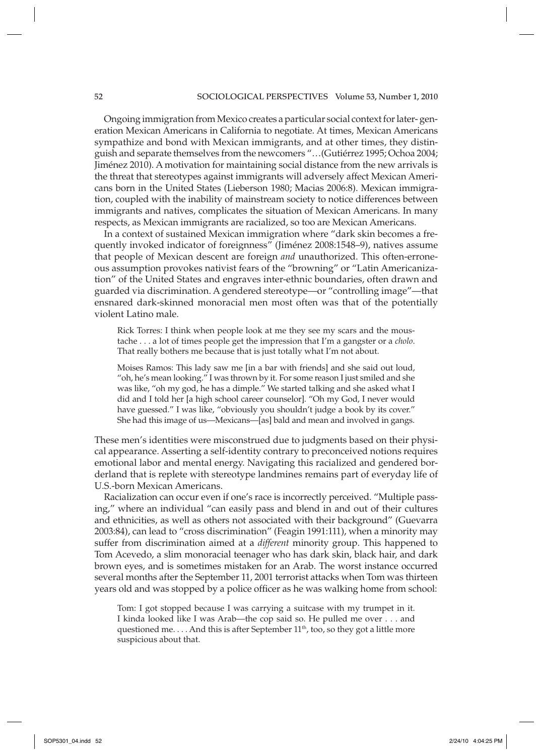Ongoing immigration from Mexico creates a particular social context for later- generation Mexican Americans in California to negotiate. At times, Mexican Americans sympathize and bond with Mexican immigrants, and at other times, they distinguish and separate themselves from the newcomers "…(Gutiérrez 1995; Ochoa 2004; Jiménez 2010). A motivation for maintaining social distance from the new arrivals is the threat that stereotypes against immigrants will adversely affect Mexican Americans born in the United States (Lieberson 1980; Macias 2006:8). Mexican immigration, coupled with the inability of mainstream society to notice differences between immigrants and natives, complicates the situation of Mexican Americans. In many respects, as Mexican immigrants are racialized, so too are Mexican Americans.

In a context of sustained Mexican immigration where "dark skin becomes a frequently invoked indicator of foreignness" (Jiménez 2008:1548–9), natives assume that people of Mexican descent are foreign *and* unauthorized. This often-erroneous assumption provokes nativist fears of the "browning" or "Latin Americanization" of the United States and engraves inter-ethnic boundaries, often drawn and guarded via discrimination. A gendered stereotype—or "controlling image"—that ensnared dark-skinned monoracial men most often was that of the potentially violent Latino male.

> Rick Torres: I think when people look at me they see my scars and the moustache . . . a lot of times people get the impression that I'm a gangster or a *cholo*. That really bothers me because that is just totally what I'm not about.
>
> Moises Ramos: This lady saw me [in a bar with friends] and she said out loud, "oh, he's mean looking." I was thrown by it. For some reason I just smiled and she was like, "oh my god, he has a dimple." We started talking and she asked what I did and I told her [a high school career counselor]. "Oh my God, I never would have guessed." I was like, "obviously you shouldn't judge a book by its cover." She had this image of us—Mexicans—[as] bald and mean and involved in gangs.

These men's identities were misconstrued due to judgments based on their physical appearance. Asserting a self-identity contrary to preconceived notions requires emotional labor and mental energy. Navigating this racialized and gendered borderland that is replete with stereotype landmines remains part of everyday life of U.S.-born Mexican Americans.

Racialization can occur even if one's race is incorrectly perceived. "Multiple passing," where an individual "can easily pass and blend in and out of their cultures and ethnicities, as well as others not associated with their background" (Guevarra 2003:84), can lead to "cross discrimination" (Feagin 1991:111), when a minority may suffer from discrimination aimed at a *different* minority group. This happened to Tom Acevedo, a slim monoracial teenager who has dark skin, black hair, and dark brown eyes, and is sometimes mistaken for an Arab. The worst instance occurred several months after the September 11, 2001 terrorist attacks when Tom was thirteen years old and was stopped by a police officer as he was walking home from school:

> Tom: I got stopped because I was carrying a suitcase with my trumpet in it. I kinda looked like I was Arab—the cop said so. He pulled me over . . . and questioned me. . . . And this is after September 11th, too, so they got a little more suspicious about that.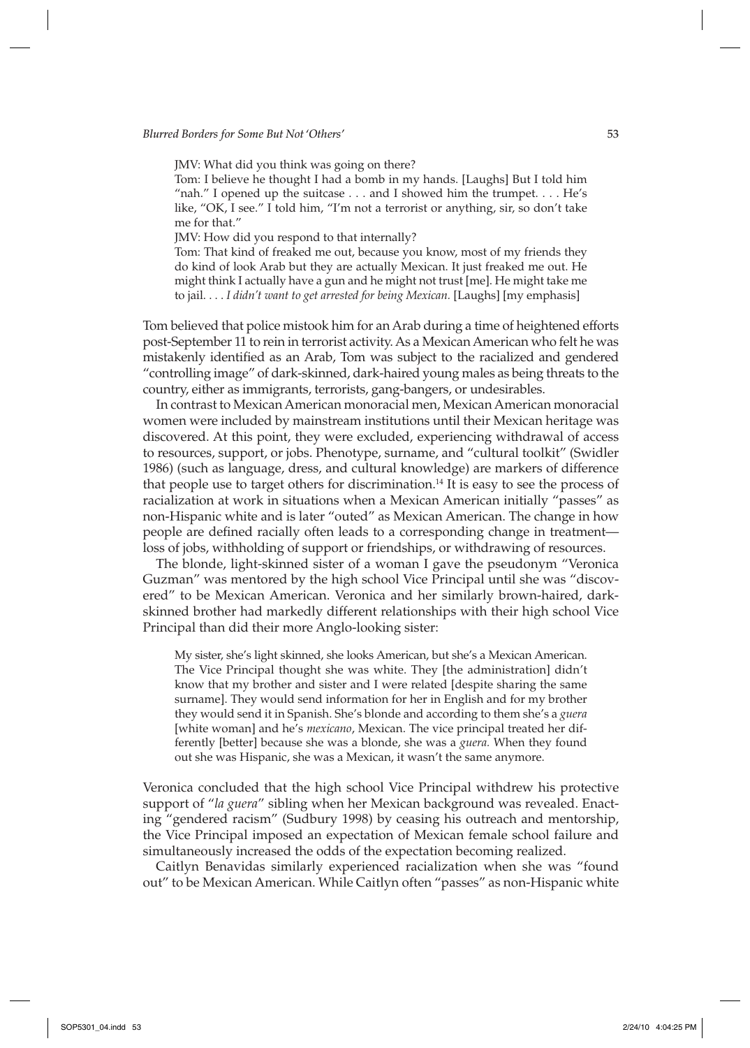JMV: What did you think was going on there?

Tom: I believe he thought I had a bomb in my hands. [Laughs] But I told him "nah." I opened up the suitcase . . . and I showed him the trumpet. . . . He's like, "OK, I see." I told him, "I'm not a terrorist or anything, sir, so don't take me for that."

JMV: How did you respond to that internally?

Tom: That kind of freaked me out, because you know, most of my friends they do kind of look Arab but they are actually Mexican. It just freaked me out. He might think I actually have a gun and he might not trust [me]. He might take me to jail. . . . *I didn't want to get arrested for being Mexican.* [Laughs] [my emphasis]

Tom believed that police mistook him for an Arab during a time of heightened efforts post-September 11 to rein in terrorist activity. As a Mexican American who felt he was mistakenly identified as an Arab, Tom was subject to the racialized and gendered "controlling image" of dark-skinned, dark-haired young males as being threats to the country, either as immigrants, terrorists, gang-bangers, or undesirables.

In contrast to Mexican American monoracial men, Mexican American monoracial women were included by mainstream institutions until their Mexican heritage was discovered. At this point, they were excluded, experiencing withdrawal of access to resources, support, or jobs. Phenotype, surname, and "cultural toolkit" (Swidler 1986) (such as language, dress, and cultural knowledge) are markers of difference that people use to target others for discrimination.[14] It is easy to see the process of racialization at work in situations when a Mexican American initially "passes" as non-Hispanic white and is later "outed" as Mexican American. The change in how people are defined racially often leads to a corresponding change in treatment—loss of jobs, withholding of support or friendships, or withdrawing of resources.

The blonde, light-skinned sister of a woman I gave the pseudonym "Veronica Guzman" was mentored by the high school Vice Principal until she was "discovered" to be Mexican American. Veronica and her similarly brown-haired, dark-skinned brother had markedly different relationships with their high school Vice Principal than did their more Anglo-looking sister:

> My sister, she's light skinned, she looks American, but she's a Mexican American. The Vice Principal thought she was white. They [the administration] didn't know that my brother and sister and I were related [despite sharing the same surname]. They would send information for her in English and for my brother they would send it in Spanish. She's blonde and according to them she's a *guera* [white woman] and he's *mexicano*, Mexican. The vice principal treated her differently [better] because she was a blonde, she was a *guera.* When they found out she was Hispanic, she was a Mexican, it wasn't the same anymore.

Veronica concluded that the high school Vice Principal withdrew his protective support of "*la guera*" sibling when her Mexican background was revealed. Enacting "gendered racism" (Sudbury 1998) by ceasing his outreach and mentorship, the Vice Principal imposed an expectation of Mexican female school failure and simultaneously increased the odds of the expectation becoming realized.

Caitlyn Benavidas similarly experienced racialization when she was "found out" to be Mexican American. While Caitlyn often "passes" as non-Hispanic white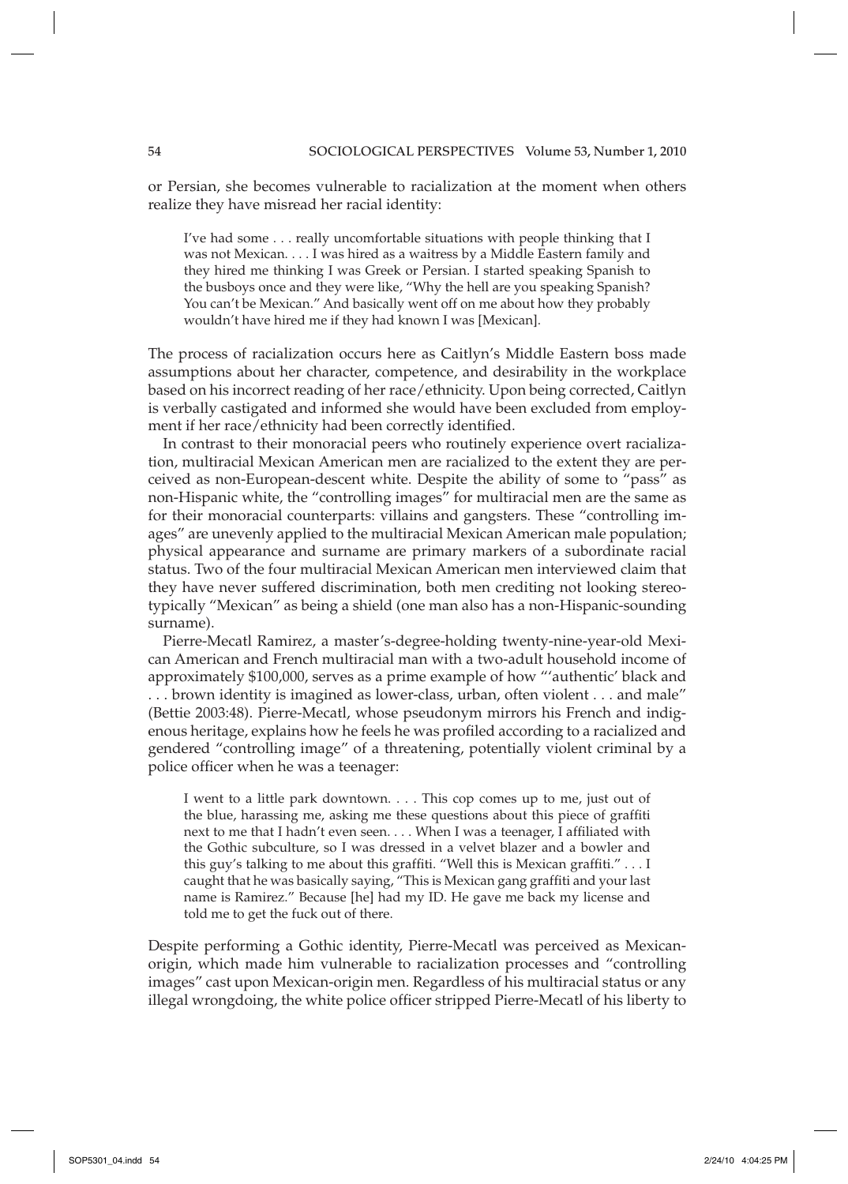or Persian, she becomes vulnerable to racialization at the moment when others realize they have misread her racial identity:

> I've had some . . . really uncomfortable situations with people thinking that I was not Mexican. . . . I was hired as a waitress by a Middle Eastern family and they hired me thinking I was Greek or Persian. I started speaking Spanish to the busboys once and they were like, "Why the hell are you speaking Spanish? You can't be Mexican." And basically went off on me about how they probably wouldn't have hired me if they had known I was [Mexican].

The process of racialization occurs here as Caitlyn's Middle Eastern boss made assumptions about her character, competence, and desirability in the workplace based on his incorrect reading of her race/ethnicity. Upon being corrected, Caitlyn is verbally castigated and informed she would have been excluded from employment if her race/ethnicity had been correctly identified.

In contrast to their monoracial peers who routinely experience overt racialization, multiracial Mexican American men are racialized to the extent they are perceived as non-European-descent white. Despite the ability of some to "pass" as non-Hispanic white, the "controlling images" for multiracial men are the same as for their monoracial counterparts: villains and gangsters. These "controlling images" are unevenly applied to the multiracial Mexican American male population; physical appearance and surname are primary markers of a subordinate racial status. Two of the four multiracial Mexican American men interviewed claim that they have never suffered discrimination, both men crediting not looking stereotypically "Mexican" as being a shield (one man also has a non-Hispanic-sounding surname).

Pierre-Mecatl Ramirez, a master's-degree-holding twenty-nine-year-old Mexican American and French multiracial man with a two-adult household income of approximately $100,000, serves as a prime example of how "'authentic' black and . . . brown identity is imagined as lower-class, urban, often violent . . . and male" (Bettie 2003:48). Pierre-Mecatl, whose pseudonym mirrors his French and indigenous heritage, explains how he feels he was profiled according to a racialized and gendered "controlling image" of a threatening, potentially violent criminal by a police officer when he was a teenager:

> I went to a little park downtown. . . . This cop comes up to me, just out of the blue, harassing me, asking me these questions about this piece of graffiti next to me that I hadn't even seen. . . . When I was a teenager, I affiliated with the Gothic subculture, so I was dressed in a velvet blazer and a bowler and this guy's talking to me about this graffiti. "Well this is Mexican graffiti." . . . I caught that he was basically saying, "This is Mexican gang graffiti and your last name is Ramirez." Because [he] had my ID. He gave me back my license and told me to get the fuck out of there.

Despite performing a Gothic identity, Pierre-Mecatl was perceived as Mexican-origin, which made him vulnerable to racialization processes and "controlling images" cast upon Mexican-origin men. Regardless of his multiracial status or any illegal wrongdoing, the white police officer stripped Pierre-Mecatl of his liberty to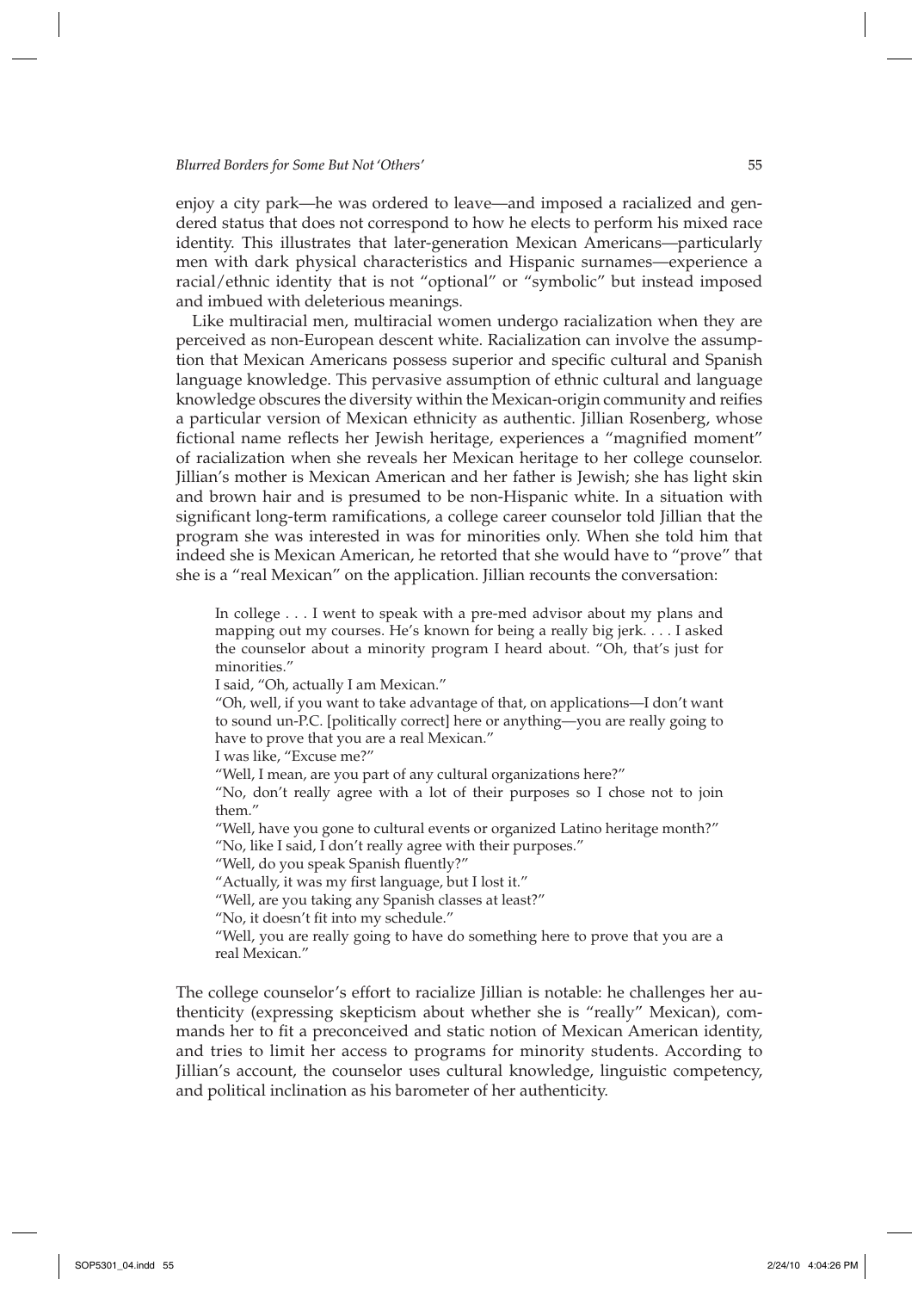enjoy a city park—he was ordered to leave—and imposed a racialized and gendered status that does not correspond to how he elects to perform his mixed race identity. This illustrates that later-generation Mexican Americans—particularly men with dark physical characteristics and Hispanic surnames—experience a racial/ethnic identity that is not "optional" or "symbolic" but instead imposed and imbued with deleterious meanings.

Like multiracial men, multiracial women undergo racialization when they are perceived as non-European descent white. Racialization can involve the assumption that Mexican Americans possess superior and specific cultural and Spanish language knowledge. This pervasive assumption of ethnic cultural and language knowledge obscures the diversity within the Mexican-origin community and reifies a particular version of Mexican ethnicity as authentic. Jillian Rosenberg, whose fictional name reflects her Jewish heritage, experiences a "magnified moment" of racialization when she reveals her Mexican heritage to her college counselor. Jillian's mother is Mexican American and her father is Jewish; she has light skin and brown hair and is presumed to be non-Hispanic white. In a situation with significant long-term ramifications, a college career counselor told Jillian that the program she was interested in was for minorities only. When she told him that indeed she is Mexican American, he retorted that she would have to "prove" that she is a "real Mexican" on the application. Jillian recounts the conversation:

> In college . . . I went to speak with a pre-med advisor about my plans and mapping out my courses. He's known for being a really big jerk. . . . I asked the counselor about a minority program I heard about. "Oh, that's just for minorities."
>
> I said, "Oh, actually I am Mexican."
>
> "Oh, well, if you want to take advantage of that, on applications—I don't want to sound un-P.C. [politically correct] here or anything—you are really going to have to prove that you are a real Mexican."
>
> I was like, "Excuse me?"
>
> "Well, I mean, are you part of any cultural organizations here?"
>
> "No, don't really agree with a lot of their purposes so I chose not to join them."
>
> "Well, have you gone to cultural events or organized Latino heritage month?"
>
> "No, like I said, I don't really agree with their purposes."
>
> "Well, do you speak Spanish fluently?"
>
> "Actually, it was my first language, but I lost it."
>
> "Well, are you taking any Spanish classes at least?"
>
> "No, it doesn't fit into my schedule."
>
> "Well, you are really going to have do something here to prove that you are a real Mexican."

The college counselor's effort to racialize Jillian is notable: he challenges her authenticity (expressing skepticism about whether she is "really" Mexican), commands her to fit a preconceived and static notion of Mexican American identity, and tries to limit her access to programs for minority students. According to Jillian's account, the counselor uses cultural knowledge, linguistic competency, and political inclination as his barometer of her authenticity.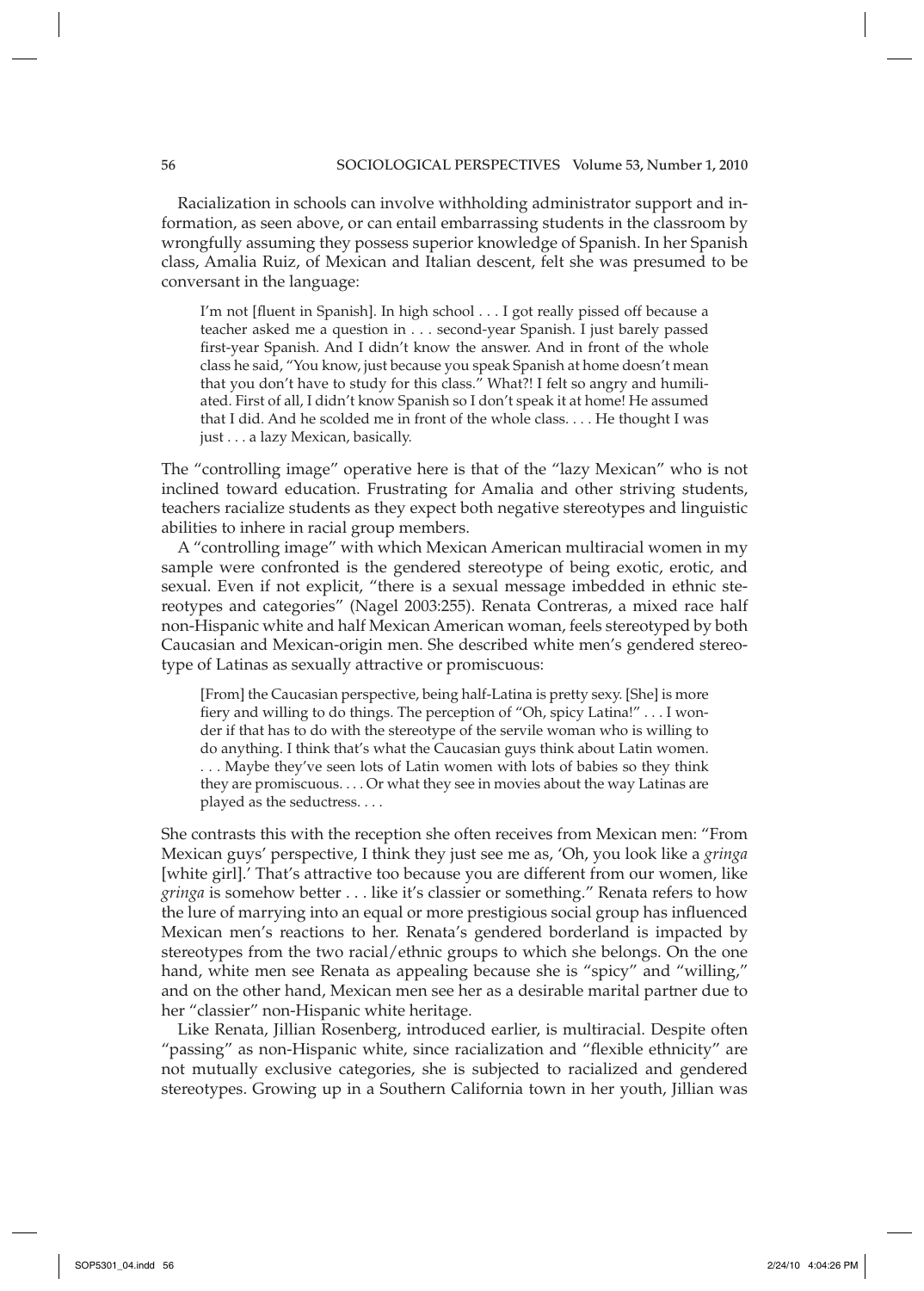Racialization in schools can involve withholding administrator support and information, as seen above, or can entail embarrassing students in the classroom by wrongfully assuming they possess superior knowledge of Spanish. In her Spanish class, Amalia Ruiz, of Mexican and Italian descent, felt she was presumed to be conversant in the language:

> I'm not [fluent in Spanish]. In high school . . . I got really pissed off because a teacher asked me a question in . . . second-year Spanish. I just barely passed first-year Spanish. And I didn't know the answer. And in front of the whole class he said, "You know, just because you speak Spanish at home doesn't mean that you don't have to study for this class." What?! I felt so angry and humiliated. First of all, I didn't know Spanish so I don't speak it at home! He assumed that I did. And he scolded me in front of the whole class. . . . He thought I was just . . . a lazy Mexican, basically.

The "controlling image" operative here is that of the "lazy Mexican" who is not inclined toward education. Frustrating for Amalia and other striving students, teachers racialize students as they expect both negative stereotypes and linguistic abilities to inhere in racial group members.

A "controlling image" with which Mexican American multiracial women in my sample were confronted is the gendered stereotype of being exotic, erotic, and sexual. Even if not explicit, "there is a sexual message imbedded in ethnic stereotypes and categories" (Nagel 2003:255). Renata Contreras, a mixed race half non-Hispanic white and half Mexican American woman, feels stereotyped by both Caucasian and Mexican-origin men. She described white men's gendered stereotype of Latinas as sexually attractive or promiscuous:

> [From] the Caucasian perspective, being half-Latina is pretty sexy. [She] is more fiery and willing to do things. The perception of "Oh, spicy Latina!" . . . I wonder if that has to do with the stereotype of the servile woman who is willing to do anything. I think that's what the Caucasian guys think about Latin women. . . . Maybe they've seen lots of Latin women with lots of babies so they think they are promiscuous. . . . Or what they see in movies about the way Latinas are played as the seductress. . . .

She contrasts this with the reception she often receives from Mexican men: "From Mexican guys' perspective, I think they just see me as, 'Oh, you look like a *gringa* [white girl].' That's attractive too because you are different from our women, like *gringa* is somehow better . . . like it's classier or something." Renata refers to how the lure of marrying into an equal or more prestigious social group has influenced Mexican men's reactions to her. Renata's gendered borderland is impacted by stereotypes from the two racial/ethnic groups to which she belongs. On the one hand, white men see Renata as appealing because she is "spicy" and "willing," and on the other hand, Mexican men see her as a desirable marital partner due to her "classier" non-Hispanic white heritage.

Like Renata, Jillian Rosenberg, introduced earlier, is multiracial. Despite often "passing" as non-Hispanic white, since racialization and "flexible ethnicity" are not mutually exclusive categories, she is subjected to racialized and gendered stereotypes. Growing up in a Southern California town in her youth, Jillian was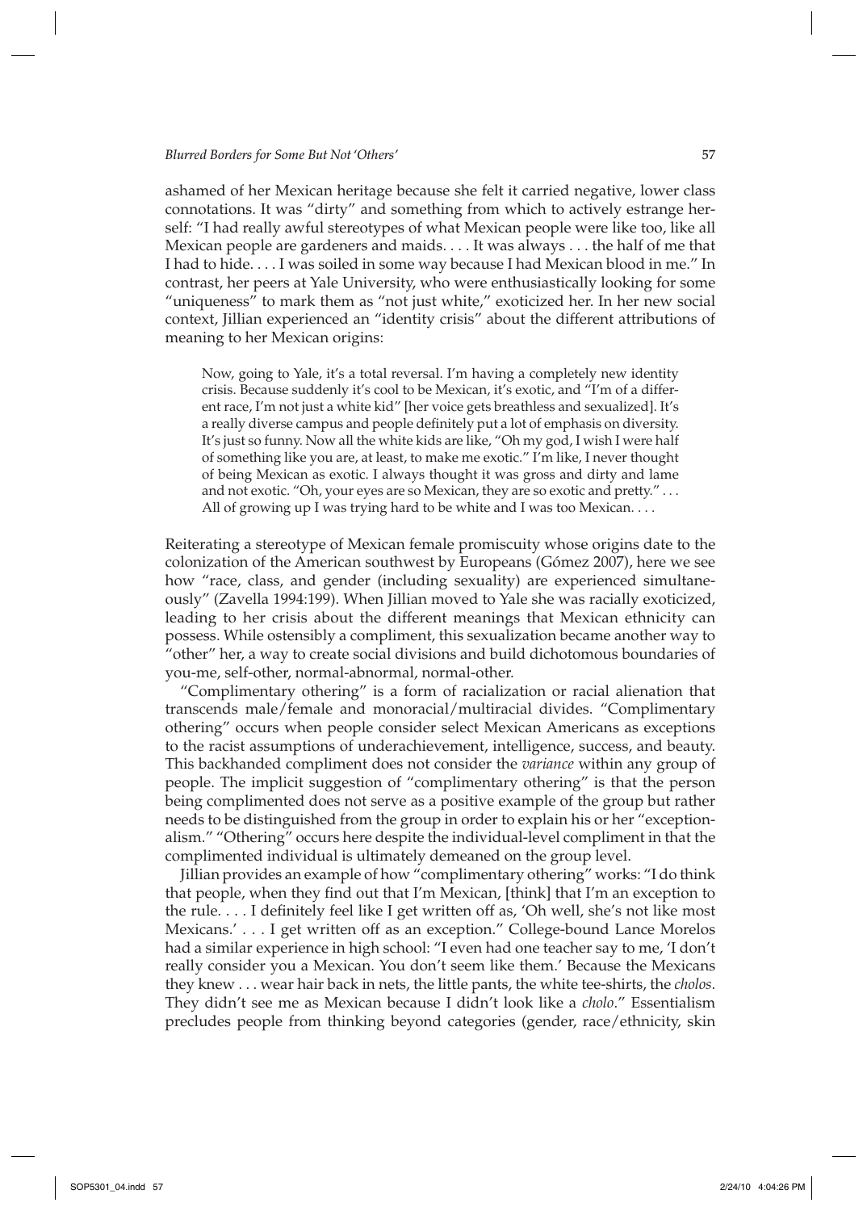ashamed of her Mexican heritage because she felt it carried negative, lower class connotations. It was "dirty" and something from which to actively estrange herself: "I had really awful stereotypes of what Mexican people were like too, like all Mexican people are gardeners and maids. . . . It was always . . . the half of me that I had to hide. . . . I was soiled in some way because I had Mexican blood in me." In contrast, her peers at Yale University, who were enthusiastically looking for some "uniqueness" to mark them as "not just white," exoticized her. In her new social context, Jillian experienced an "identity crisis" about the different attributions of meaning to her Mexican origins:

> Now, going to Yale, it's a total reversal. I'm having a completely new identity crisis. Because suddenly it's cool to be Mexican, it's exotic, and "I'm of a different race, I'm not just a white kid" [her voice gets breathless and sexualized]. It's a really diverse campus and people definitely put a lot of emphasis on diversity. It's just so funny. Now all the white kids are like, "Oh my god, I wish I were half of something like you are, at least, to make me exotic." I'm like, I never thought of being Mexican as exotic. I always thought it was gross and dirty and lame and not exotic. "Oh, your eyes are so Mexican, they are so exotic and pretty." . . . All of growing up I was trying hard to be white and I was too Mexican. . . .

Reiterating a stereotype of Mexican female promiscuity whose origins date to the colonization of the American southwest by Europeans (Gómez 2007), here we see how "race, class, and gender (including sexuality) are experienced simultaneously" (Zavella 1994:199). When Jillian moved to Yale she was racially exoticized, leading to her crisis about the different meanings that Mexican ethnicity can possess. While ostensibly a compliment, this sexualization became another way to "other" her, a way to create social divisions and build dichotomous boundaries of you-me, self-other, normal-abnormal, normal-other.

"Complimentary othering" is a form of racialization or racial alienation that transcends male/female and monoracial/multiracial divides. "Complimentary othering" occurs when people consider select Mexican Americans as exceptions to the racist assumptions of underachievement, intelligence, success, and beauty. This backhanded compliment does not consider the *variance* within any group of people. The implicit suggestion of "complimentary othering" is that the person being complimented does not serve as a positive example of the group but rather needs to be distinguished from the group in order to explain his or her "exceptionalism." "Othering" occurs here despite the individual-level compliment in that the complimented individual is ultimately demeaned on the group level.

Jillian provides an example of how "complimentary othering" works: "I do think that people, when they find out that I'm Mexican, [think] that I'm an exception to the rule. . . . I definitely feel like I get written off as, 'Oh well, she's not like most Mexicans.' . . . I get written off as an exception." College-bound Lance Morelos had a similar experience in high school: "I even had one teacher say to me, 'I don't really consider you a Mexican. You don't seem like them.' Because the Mexicans they knew . . . wear hair back in nets, the little pants, the white tee-shirts, the *cholos*. They didn't see me as Mexican because I didn't look like a *cholo*." Essentialism precludes people from thinking beyond categories (gender, race/ethnicity, skin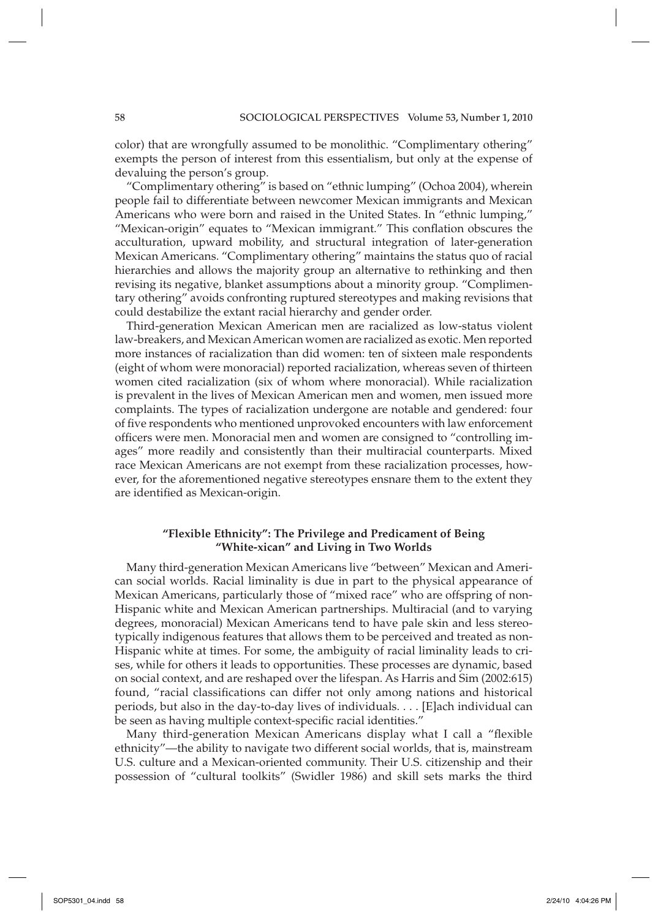color) that are wrongfully assumed to be monolithic. "Complimentary othering" exempts the person of interest from this essentialism, but only at the expense of devaluing the person's group.

"Complimentary othering" is based on "ethnic lumping" (Ochoa 2004), wherein people fail to differentiate between newcomer Mexican immigrants and Mexican Americans who were born and raised in the United States. In "ethnic lumping," "Mexican-origin" equates to "Mexican immigrant." This conflation obscures the acculturation, upward mobility, and structural integration of later-generation Mexican Americans. "Complimentary othering" maintains the status quo of racial hierarchies and allows the majority group an alternative to rethinking and then revising its negative, blanket assumptions about a minority group. "Complimentary othering" avoids confronting ruptured stereotypes and making revisions that could destabilize the extant racial hierarchy and gender order.

Third-generation Mexican American men are racialized as low-status violent law-breakers, and Mexican American women are racialized as exotic. Men reported more instances of racialization than did women: ten of sixteen male respondents (eight of whom were monoracial) reported racialization, whereas seven of thirteen women cited racialization (six of whom where monoracial). While racialization is prevalent in the lives of Mexican American men and women, men issued more complaints. The types of racialization undergone are notable and gendered: four of five respondents who mentioned unprovoked encounters with law enforcement officers were men. Monoracial men and women are consigned to "controlling images" more readily and consistently than their multiracial counterparts. Mixed race Mexican Americans are not exempt from these racialization processes, however, for the aforementioned negative stereotypes ensnare them to the extent they are identified as Mexican-origin.

## "Flexible Ethnicity": The Privilege and Predicament of Being "White-xican" and Living in Two Worlds

Many third-generation Mexican Americans live "between" Mexican and American social worlds. Racial liminality is due in part to the physical appearance of Mexican Americans, particularly those of "mixed race" who are offspring of non-Hispanic white and Mexican American partnerships. Multiracial (and to varying degrees, monoracial) Mexican Americans tend to have pale skin and less stereotypically indigenous features that allows them to be perceived and treated as non-Hispanic white at times. For some, the ambiguity of racial liminality leads to crises, while for others it leads to opportunities. These processes are dynamic, based on social context, and are reshaped over the lifespan. As Harris and Sim (2002:615) found, "racial classifications can differ not only among nations and historical periods, but also in the day-to-day lives of individuals. . . . [E]ach individual can be seen as having multiple context-specific racial identities."

Many third-generation Mexican Americans display what I call a "flexible ethnicity"—the ability to navigate two different social worlds, that is, mainstream U.S. culture and a Mexican-oriented community. Their U.S. citizenship and their possession of "cultural toolkits" (Swidler 1986) and skill sets marks the third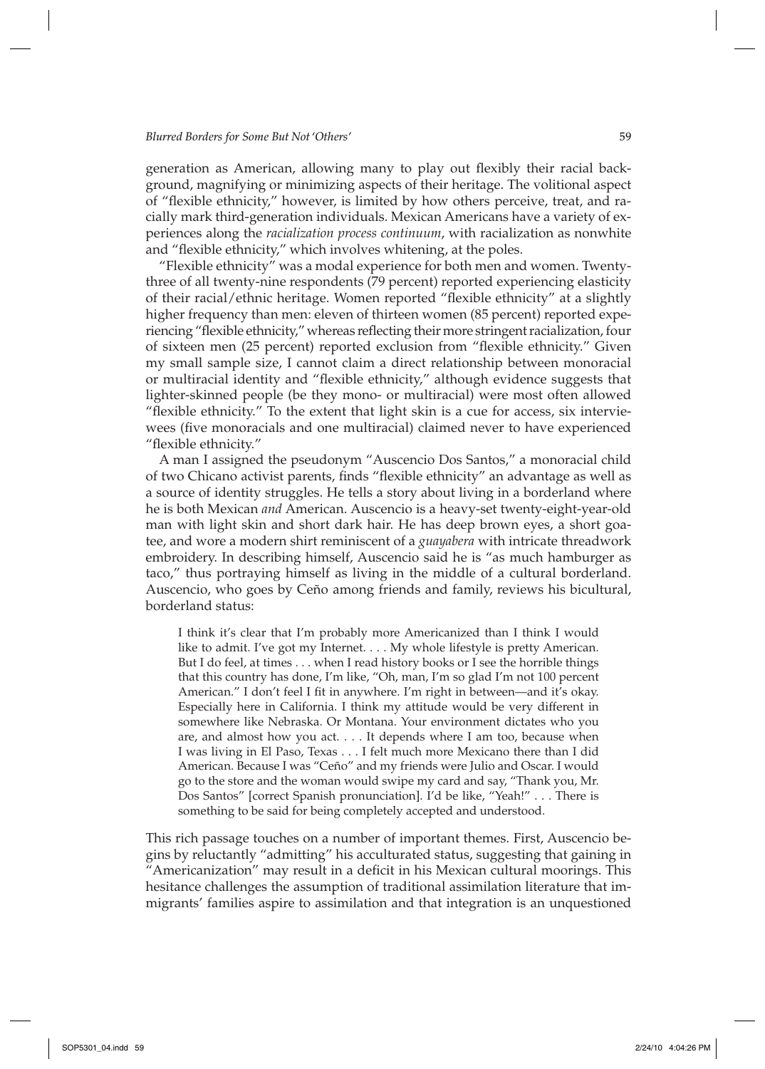generation as American, allowing many to play out flexibly their racial background, magnifying or minimizing aspects of their heritage. The volitional aspect of "flexible ethnicity," however, is limited by how others perceive, treat, and racially mark third-generation individuals. Mexican Americans have a variety of experiences along the *racialization process continuum*, with racialization as nonwhite and "flexible ethnicity," which involves whitening, at the poles.

"Flexible ethnicity" was a modal experience for both men and women. Twenty-three of all twenty-nine respondents (79 percent) reported experiencing elasticity of their racial/ethnic heritage. Women reported "flexible ethnicity" at a slightly higher frequency than men: eleven of thirteen women (85 percent) reported experiencing "flexible ethnicity," whereas reflecting their more stringent racialization, four of sixteen men (25 percent) reported exclusion from "flexible ethnicity." Given my small sample size, I cannot claim a direct relationship between monoracial or multiracial identity and "flexible ethnicity," although evidence suggests that lighter-skinned people (be they mono- or multiracial) were most often allowed "flexible ethnicity." To the extent that light skin is a cue for access, six interviewees (five monoracials and one multiracial) claimed never to have experienced "flexible ethnicity."

A man I assigned the pseudonym "Auscencio Dos Santos," a monoracial child of two Chicano activist parents, finds "flexible ethnicity" an advantage as well as a source of identity struggles. He tells a story about living in a borderland where he is both Mexican *and* American. Auscencio is a heavy-set twenty-eight-year-old man with light skin and short dark hair. He has deep brown eyes, a short goatee, and wore a modern shirt reminiscent of a *guayabera* with intricate threadwork embroidery. In describing himself, Auscencio said he is "as much hamburger as taco," thus portraying himself as living in the middle of a cultural borderland. Auscencio, who goes by Ceño among friends and family, reviews his bicultural, borderland status:

> I think it's clear that I'm probably more Americanized than I think I would like to admit. I've got my Internet. . . . My whole lifestyle is pretty American. But I do feel, at times . . . when I read history books or I see the horrible things that this country has done, I'm like, "Oh, man, I'm so glad I'm not 100 percent American." I don't feel I fit in anywhere. I'm right in between—and it's okay. Especially here in California. I think my attitude would be very different in somewhere like Nebraska. Or Montana. Your environment dictates who you are, and almost how you act. . . . It depends where I am too, because when I was living in El Paso, Texas . . . I felt much more Mexicano there than I did American. Because I was "Ceño" and my friends were Julio and Oscar. I would go to the store and the woman would swipe my card and say, "Thank you, Mr. Dos Santos" [correct Spanish pronunciation]. I'd be like, "Yeah!" . . . There is something to be said for being completely accepted and understood.

This rich passage touches on a number of important themes. First, Auscencio begins by reluctantly "admitting" his acculturated status, suggesting that gaining in "Americanization" may result in a deficit in his Mexican cultural moorings. This hesitance challenges the assumption of traditional assimilation literature that immigrants' families aspire to assimilation and that integration is an unquestioned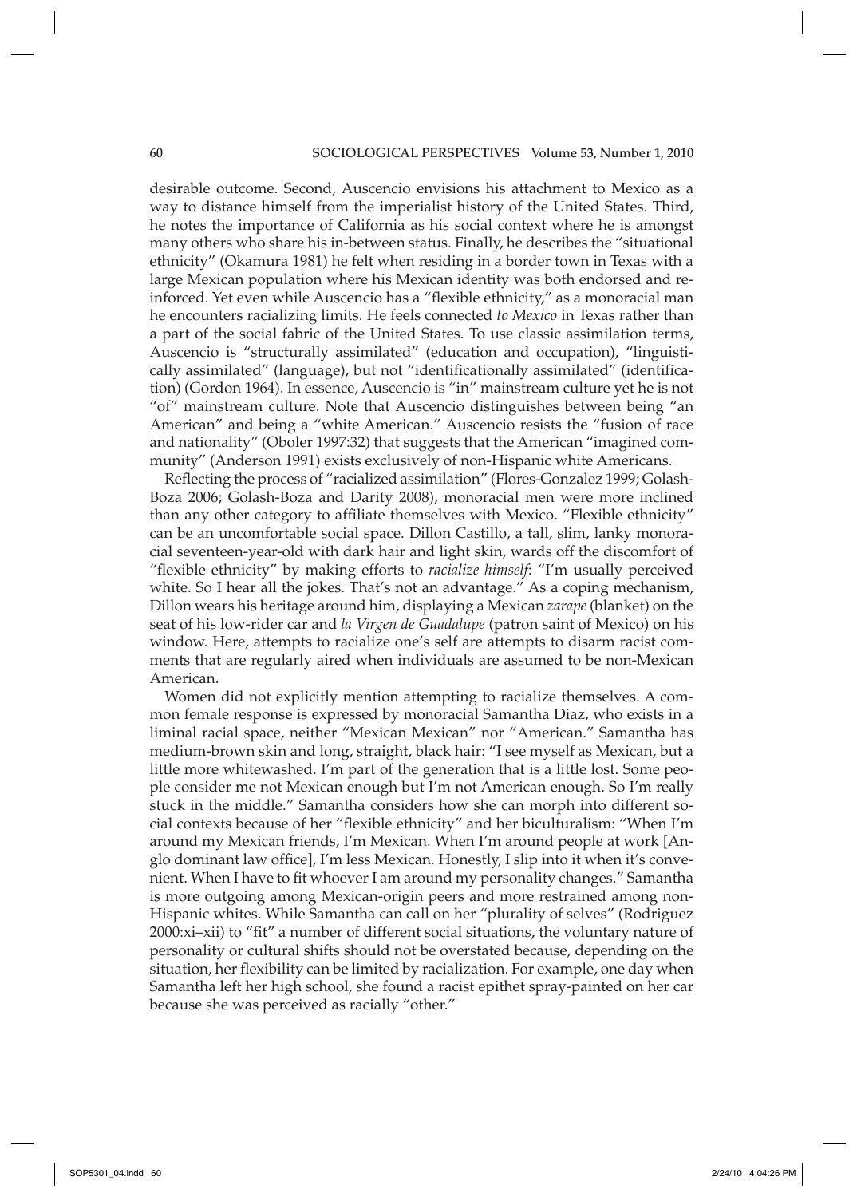desirable outcome. Second, Auscencio envisions his attachment to Mexico as a way to distance himself from the imperialist history of the United States. Third, he notes the importance of California as his social context where he is amongst many others who share his in-between status. Finally, he describes the "situational ethnicity" (Okamura 1981) he felt when residing in a border town in Texas with a large Mexican population where his Mexican identity was both endorsed and reinforced. Yet even while Auscencio has a "flexible ethnicity," as a monoracial man he encounters racializing limits. He feels connected *to Mexico* in Texas rather than a part of the social fabric of the United States. To use classic assimilation terms, Auscencio is "structurally assimilated" (education and occupation), "linguistically assimilated" (language), but not "identificationally assimilated" (identification) (Gordon 1964). In essence, Auscencio is "in" mainstream culture yet he is not "of" mainstream culture. Note that Auscencio distinguishes between being "an American" and being a "white American." Auscencio resists the "fusion of race and nationality" (Oboler 1997:32) that suggests that the American "imagined community" (Anderson 1991) exists exclusively of non-Hispanic white Americans.

Reflecting the process of "racialized assimilation" (Flores-Gonzalez 1999; Golash-Boza 2006; Golash-Boza and Darity 2008), monoracial men were more inclined than any other category to affiliate themselves with Mexico. "Flexible ethnicity" can be an uncomfortable social space. Dillon Castillo, a tall, slim, lanky monoracial seventeen-year-old with dark hair and light skin, wards off the discomfort of "flexible ethnicity" by making efforts to *racialize himself*: "I'm usually perceived white. So I hear all the jokes. That's not an advantage." As a coping mechanism, Dillon wears his heritage around him, displaying a Mexican *zarape* (blanket) on the seat of his low-rider car and *la Virgen de Guadalupe* (patron saint of Mexico) on his window. Here, attempts to racialize one's self are attempts to disarm racist comments that are regularly aired when individuals are assumed to be non-Mexican American.

Women did not explicitly mention attempting to racialize themselves. A common female response is expressed by monoracial Samantha Diaz, who exists in a liminal racial space, neither "Mexican Mexican" nor "American." Samantha has medium-brown skin and long, straight, black hair: "I see myself as Mexican, but a little more whitewashed. I'm part of the generation that is a little lost. Some people consider me not Mexican enough but I'm not American enough. So I'm really stuck in the middle." Samantha considers how she can morph into different social contexts because of her "flexible ethnicity" and her biculturalism: "When I'm around my Mexican friends, I'm Mexican. When I'm around people at work [Anglo dominant law office], I'm less Mexican. Honestly, I slip into it when it's convenient. When I have to fit whoever I am around my personality changes." Samantha is more outgoing among Mexican-origin peers and more restrained among non-Hispanic whites. While Samantha can call on her "plurality of selves" (Rodriguez 2000:xi–xii) to "fit" a number of different social situations, the voluntary nature of personality or cultural shifts should not be overstated because, depending on the situation, her flexibility can be limited by racialization. For example, one day when Samantha left her high school, she found a racist epithet spray-painted on her car because she was perceived as racially "other."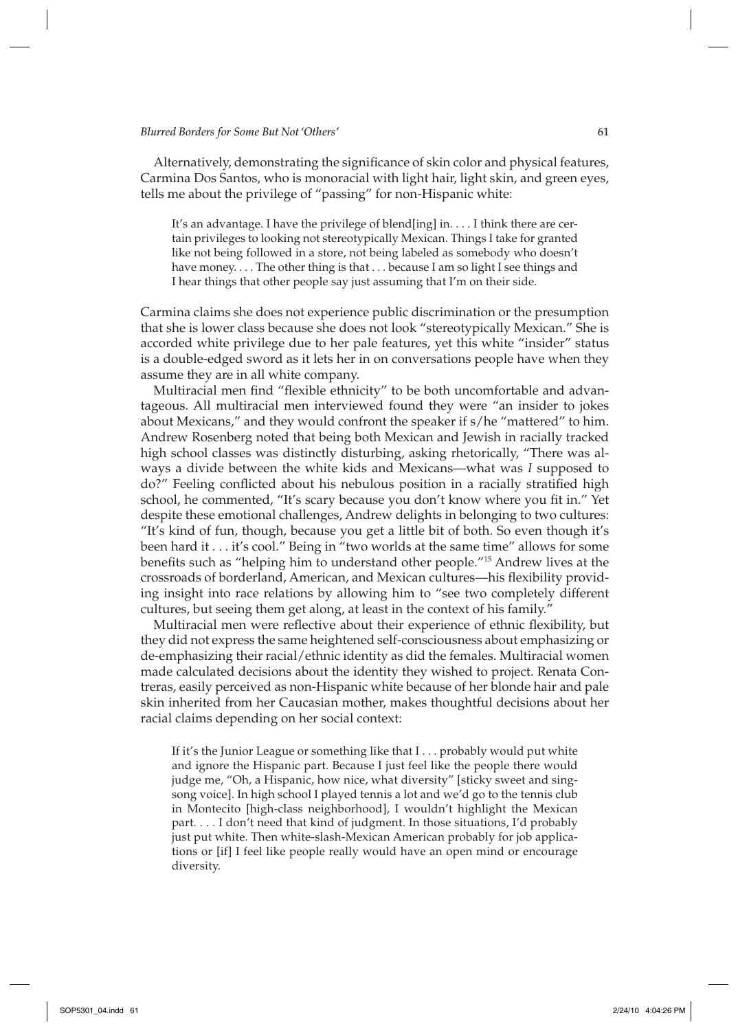Alternatively, demonstrating the significance of skin color and physical features, Carmina Dos Santos, who is monoracial with light hair, light skin, and green eyes, tells me about the privilege of "passing" for non-Hispanic white:

> It's an advantage. I have the privilege of blend[ing] in. . . . I think there are certain privileges to looking not stereotypically Mexican. Things I take for granted like not being followed in a store, not being labeled as somebody who doesn't have money. . . . The other thing is that . . . because I am so light I see things and I hear things that other people say just assuming that I'm on their side.

Carmina claims she does not experience public discrimination or the presumption that she is lower class because she does not look "stereotypically Mexican." She is accorded white privilege due to her pale features, yet this white "insider" status is a double-edged sword as it lets her in on conversations people have when they assume they are in all white company.

Multiracial men find "flexible ethnicity" to be both uncomfortable and advantageous. All multiracial men interviewed found they were "an insider to jokes about Mexicans," and they would confront the speaker if s/he "mattered" to him. Andrew Rosenberg noted that being both Mexican and Jewish in racially tracked high school classes was distinctly disturbing, asking rhetorically, "There was always a divide between the white kids and Mexicans—what was *I* supposed to do?" Feeling conflicted about his nebulous position in a racially stratified high school, he commented, "It's scary because you don't know where you fit in." Yet despite these emotional challenges, Andrew delights in belonging to two cultures: "It's kind of fun, though, because you get a little bit of both. So even though it's been hard it . . . it's cool." Being in "two worlds at the same time" allows for some benefits such as "helping him to understand other people."[15] Andrew lives at the crossroads of borderland, American, and Mexican cultures—his flexibility providing insight into race relations by allowing him to "see two completely different cultures, but seeing them get along, at least in the context of his family."

Multiracial men were reflective about their experience of ethnic flexibility, but they did not express the same heightened self-consciousness about emphasizing or de-emphasizing their racial/ethnic identity as did the females. Multiracial women made calculated decisions about the identity they wished to project. Renata Contreras, easily perceived as non-Hispanic white because of her blonde hair and pale skin inherited from her Caucasian mother, makes thoughtful decisions about her racial claims depending on her social context:

> If it's the Junior League or something like that I . . . probably would put white and ignore the Hispanic part. Because I just feel like the people there would judge me, "Oh, a Hispanic, how nice, what diversity" [sticky sweet and singsong voice]. In high school I played tennis a lot and we'd go to the tennis club in Montecito [high-class neighborhood], I wouldn't highlight the Mexican part. . . . I don't need that kind of judgment. In those situations, I'd probably just put white. Then white-slash-Mexican American probably for job applications or [if] I feel like people really would have an open mind or encourage diversity.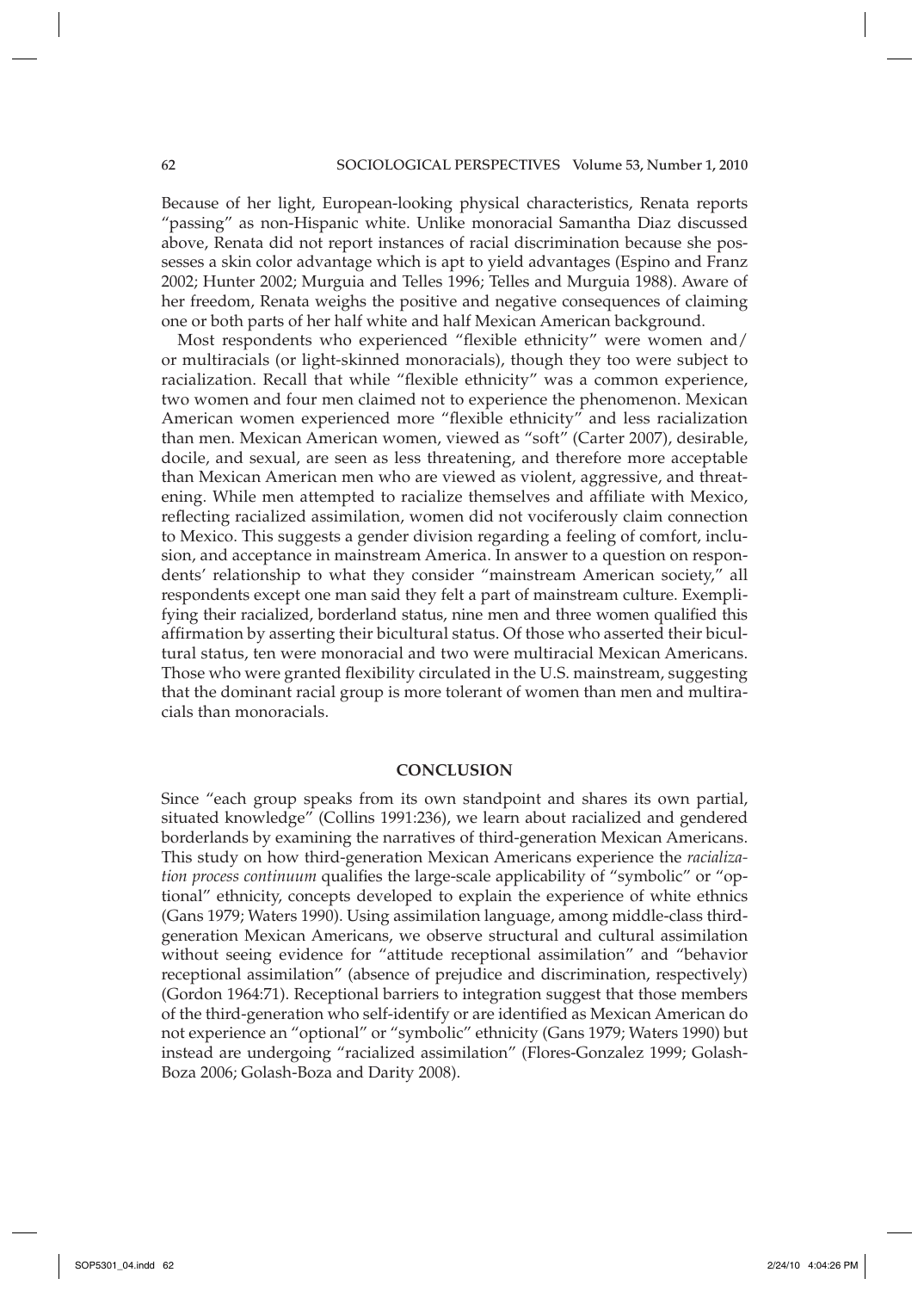Because of her light, European-looking physical characteristics, Renata reports "passing" as non-Hispanic white. Unlike monoracial Samantha Diaz discussed above, Renata did not report instances of racial discrimination because she possesses a skin color advantage which is apt to yield advantages (Espino and Franz 2002; Hunter 2002; Murguia and Telles 1996; Telles and Murguia 1988). Aware of her freedom, Renata weighs the positive and negative consequences of claiming one or both parts of her half white and half Mexican American background.

Most respondents who experienced "flexible ethnicity" were women and/or multiracials (or light-skinned monoracials), though they too were subject to racialization. Recall that while "flexible ethnicity" was a common experience, two women and four men claimed not to experience the phenomenon. Mexican American women experienced more "flexible ethnicity" and less racialization than men. Mexican American women, viewed as "soft" (Carter 2007), desirable, docile, and sexual, are seen as less threatening, and therefore more acceptable than Mexican American men who are viewed as violent, aggressive, and threatening. While men attempted to racialize themselves and affiliate with Mexico, reflecting racialized assimilation, women did not vociferously claim connection to Mexico. This suggests a gender division regarding a feeling of comfort, inclusion, and acceptance in mainstream America. In answer to a question on respondents' relationship to what they consider "mainstream American society," all respondents except one man said they felt a part of mainstream culture. Exemplifying their racialized, borderland status, nine men and three women qualified this affirmation by asserting their bicultural status. Of those who asserted their bicultural status, ten were monoracial and two were multiracial Mexican Americans. Those who were granted flexibility circulated in the U.S. mainstream, suggesting that the dominant racial group is more tolerant of women than men and multiracials than monoracials.

## CONCLUSION

Since "each group speaks from its own standpoint and shares its own partial, situated knowledge" (Collins 1991:236), we learn about racialized and gendered borderlands by examining the narratives of third-generation Mexican Americans. This study on how third-generation Mexican Americans experience the *racialization process continuum* qualifies the large-scale applicability of "symbolic" or "optional" ethnicity, concepts developed to explain the experience of white ethnics (Gans 1979; Waters 1990). Using assimilation language, among middle-class third-generation Mexican Americans, we observe structural and cultural assimilation without seeing evidence for "attitude receptional assimilation" and "behavior receptional assimilation" (absence of prejudice and discrimination, respectively) (Gordon 1964:71). Receptional barriers to integration suggest that those members of the third-generation who self-identify or are identified as Mexican American do not experience an "optional" or "symbolic" ethnicity (Gans 1979; Waters 1990) but instead are undergoing "racialized assimilation" (Flores-Gonzalez 1999; Golash-Boza 2006; Golash-Boza and Darity 2008).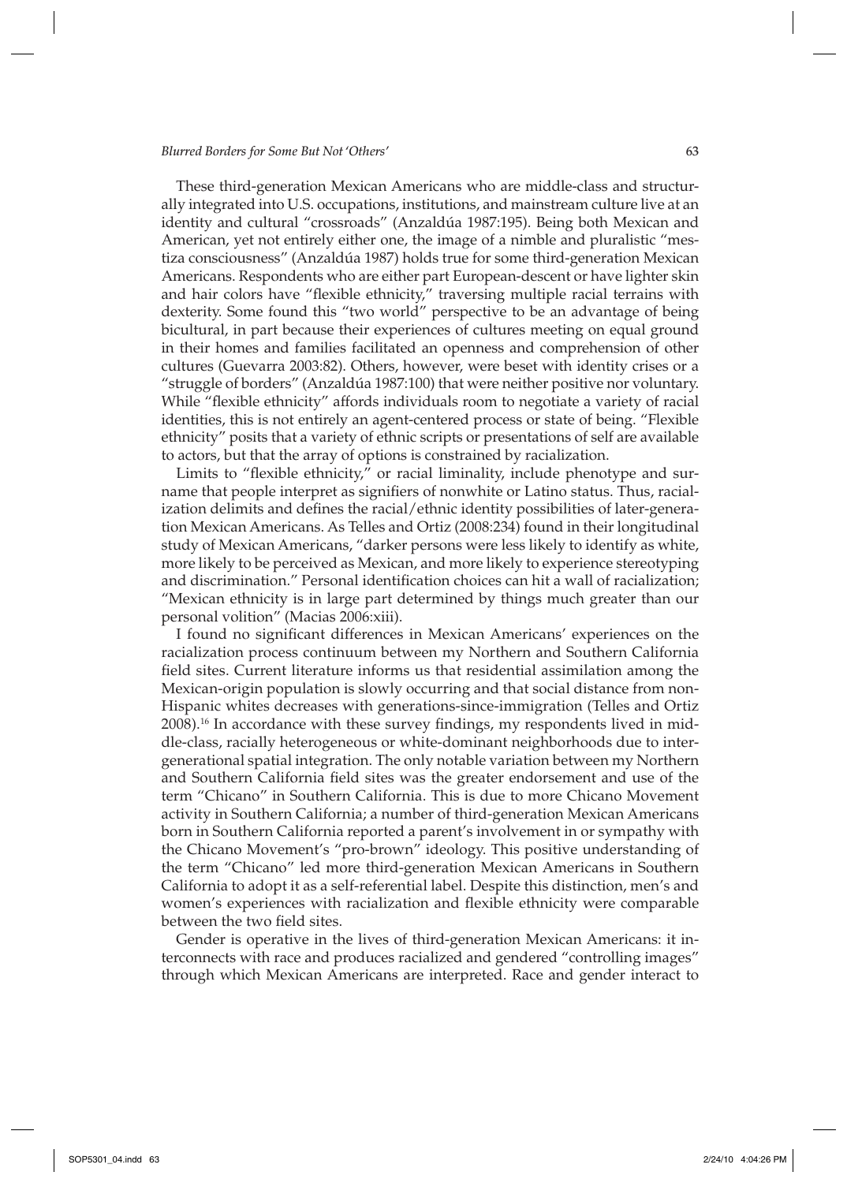These third-generation Mexican Americans who are middle-class and structurally integrated into U.S. occupations, institutions, and mainstream culture live at an identity and cultural "crossroads" (Anzaldúa 1987:195). Being both Mexican and American, yet not entirely either one, the image of a nimble and pluralistic "mestiza consciousness" (Anzaldúa 1987) holds true for some third-generation Mexican Americans. Respondents who are either part European-descent or have lighter skin and hair colors have "flexible ethnicity," traversing multiple racial terrains with dexterity. Some found this "two world" perspective to be an advantage of being bicultural, in part because their experiences of cultures meeting on equal ground in their homes and families facilitated an openness and comprehension of other cultures (Guevarra 2003:82). Others, however, were beset with identity crises or a "struggle of borders" (Anzaldúa 1987:100) that were neither positive nor voluntary. While "flexible ethnicity" affords individuals room to negotiate a variety of racial identities, this is not entirely an agent-centered process or state of being. "Flexible ethnicity" posits that a variety of ethnic scripts or presentations of self are available to actors, but that the array of options is constrained by racialization.

Limits to "flexible ethnicity," or racial liminality, include phenotype and surname that people interpret as signifiers of nonwhite or Latino status. Thus, racialization delimits and defines the racial/ethnic identity possibilities of later-generation Mexican Americans. As Telles and Ortiz (2008:234) found in their longitudinal study of Mexican Americans, "darker persons were less likely to identify as white, more likely to be perceived as Mexican, and more likely to experience stereotyping and discrimination." Personal identification choices can hit a wall of racialization; "Mexican ethnicity is in large part determined by things much greater than our personal volition" (Macias 2006:xiii).

I found no significant differences in Mexican Americans' experiences on the racialization process continuum between my Northern and Southern California field sites. Current literature informs us that residential assimilation among the Mexican-origin population is slowly occurring and that social distance from non-Hispanic whites decreases with generations-since-immigration (Telles and Ortiz 2008).[16] In accordance with these survey findings, my respondents lived in middle-class, racially heterogeneous or white-dominant neighborhoods due to intergenerational spatial integration. The only notable variation between my Northern and Southern California field sites was the greater endorsement and use of the term "Chicano" in Southern California. This is due to more Chicano Movement activity in Southern California; a number of third-generation Mexican Americans born in Southern California reported a parent's involvement in or sympathy with the Chicano Movement's "pro-brown" ideology. This positive understanding of the term "Chicano" led more third-generation Mexican Americans in Southern California to adopt it as a self-referential label. Despite this distinction, men's and women's experiences with racialization and flexible ethnicity were comparable between the two field sites.

Gender is operative in the lives of third-generation Mexican Americans: it interconnects with race and produces racialized and gendered "controlling images" through which Mexican Americans are interpreted. Race and gender interact to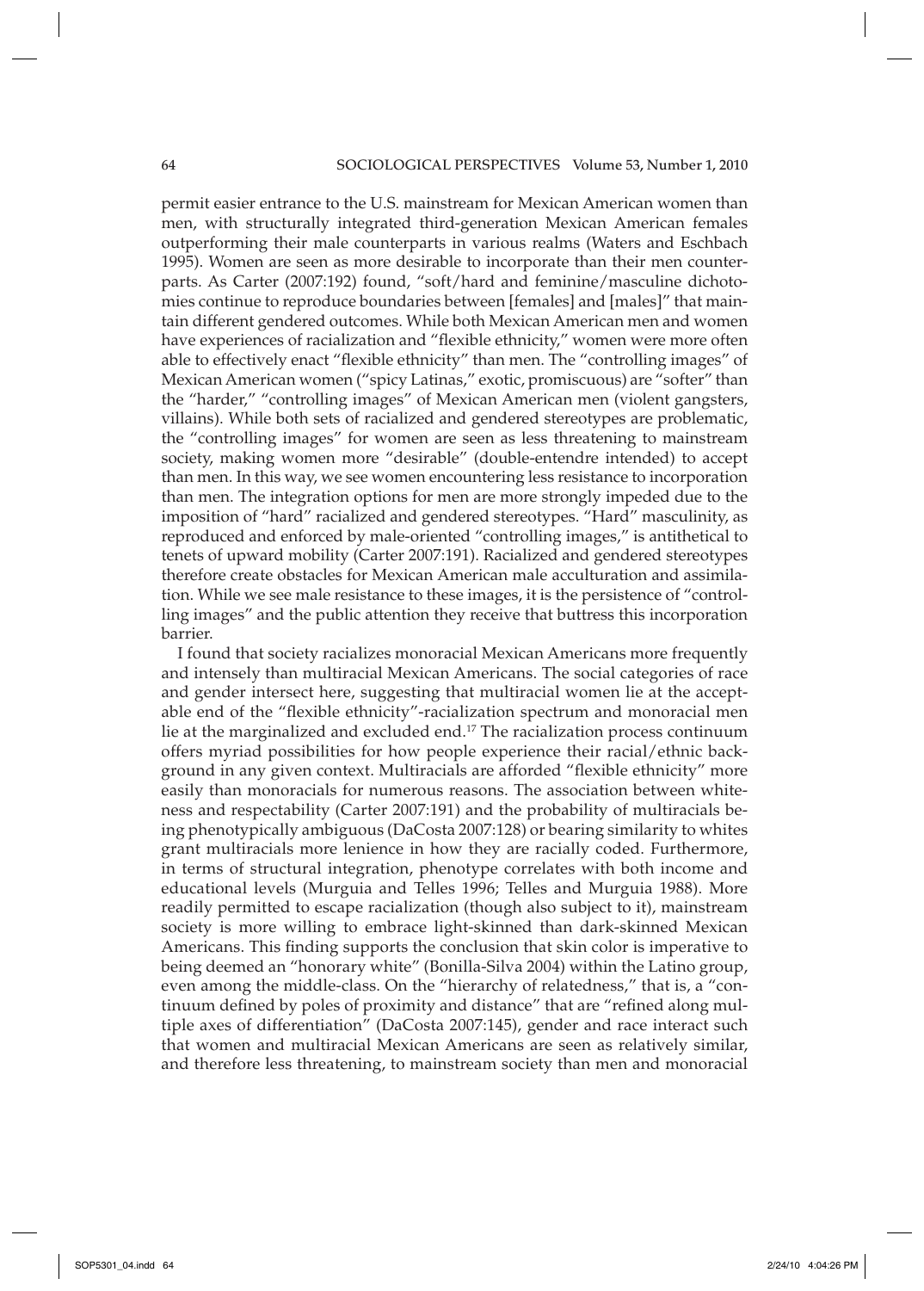permit easier entrance to the U.S. mainstream for Mexican American women than men, with structurally integrated third-generation Mexican American females outperforming their male counterparts in various realms (Waters and Eschbach 1995). Women are seen as more desirable to incorporate than their men counterparts. As Carter (2007:192) found, "soft/hard and feminine/masculine dichotomies continue to reproduce boundaries between [females] and [males]" that maintain different gendered outcomes. While both Mexican American men and women have experiences of racialization and "flexible ethnicity," women were more often able to effectively enact "flexible ethnicity" than men. The "controlling images" of Mexican American women ("spicy Latinas," exotic, promiscuous) are "softer" than the "harder," "controlling images" of Mexican American men (violent gangsters, villains). While both sets of racialized and gendered stereotypes are problematic, the "controlling images" for women are seen as less threatening to mainstream society, making women more "desirable" (double-entendre intended) to accept than men. In this way, we see women encountering less resistance to incorporation than men. The integration options for men are more strongly impeded due to the imposition of "hard" racialized and gendered stereotypes. "Hard" masculinity, as reproduced and enforced by male-oriented "controlling images," is antithetical to tenets of upward mobility (Carter 2007:191). Racialized and gendered stereotypes therefore create obstacles for Mexican American male acculturation and assimilation. While we see male resistance to these images, it is the persistence of "controlling images" and the public attention they receive that buttress this incorporation barrier.

I found that society racializes monoracial Mexican Americans more frequently and intensely than multiracial Mexican Americans. The social categories of race and gender intersect here, suggesting that multiracial women lie at the acceptable end of the "flexible ethnicity"-racialization spectrum and monoracial men lie at the marginalized and excluded end.[17] The racialization process continuum offers myriad possibilities for how people experience their racial/ethnic background in any given context. Multiracials are afforded "flexible ethnicity" more easily than monoracials for numerous reasons. The association between whiteness and respectability (Carter 2007:191) and the probability of multiracials being phenotypically ambiguous (DaCosta 2007:128) or bearing similarity to whites grant multiracials more lenience in how they are racially coded. Furthermore, in terms of structural integration, phenotype correlates with both income and educational levels (Murguia and Telles 1996; Telles and Murguia 1988). More readily permitted to escape racialization (though also subject to it), mainstream society is more willing to embrace light-skinned than dark-skinned Mexican Americans. This finding supports the conclusion that skin color is imperative to being deemed an "honorary white" (Bonilla-Silva 2004) within the Latino group, even among the middle-class. On the "hierarchy of relatedness," that is, a "continuum defined by poles of proximity and distance" that are "refined along multiple axes of differentiation" (DaCosta 2007:145), gender and race interact such that women and multiracial Mexican Americans are seen as relatively similar, and therefore less threatening, to mainstream society than men and monoracial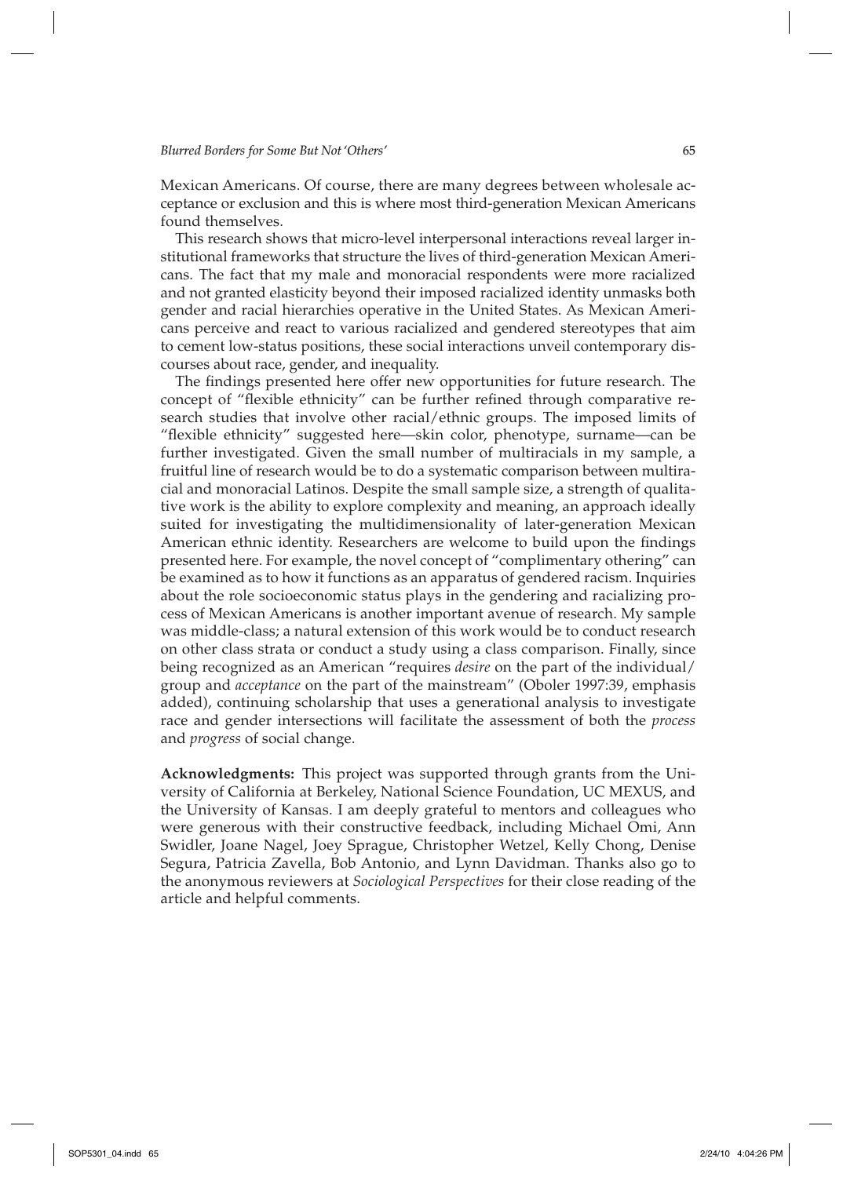Mexican Americans. Of course, there are many degrees between wholesale acceptance or exclusion and this is where most third-generation Mexican Americans found themselves.

This research shows that micro-level interpersonal interactions reveal larger institutional frameworks that structure the lives of third-generation Mexican Americans. The fact that my male and monoracial respondents were more racialized and not granted elasticity beyond their imposed racialized identity unmasks both gender and racial hierarchies operative in the United States. As Mexican Americans perceive and react to various racialized and gendered stereotypes that aim to cement low-status positions, these social interactions unveil contemporary discourses about race, gender, and inequality.

The findings presented here offer new opportunities for future research. The concept of "flexible ethnicity" can be further refined through comparative research studies that involve other racial/ethnic groups. The imposed limits of "flexible ethnicity" suggested here—skin color, phenotype, surname—can be further investigated. Given the small number of multiracials in my sample, a fruitful line of research would be to do a systematic comparison between multiracial and monoracial Latinos. Despite the small sample size, a strength of qualitative work is the ability to explore complexity and meaning, an approach ideally suited for investigating the multidimensionality of later-generation Mexican American ethnic identity. Researchers are welcome to build upon the findings presented here. For example, the novel concept of "complimentary othering" can be examined as to how it functions as an apparatus of gendered racism. Inquiries about the role socioeconomic status plays in the gendering and racializing process of Mexican Americans is another important avenue of research. My sample was middle-class; a natural extension of this work would be to conduct research on other class strata or conduct a study using a class comparison. Finally, since being recognized as an American "requires *desire* on the part of the individual/group and *acceptance* on the part of the mainstream" (Oboler 1997:39, emphasis added), continuing scholarship that uses a generational analysis to investigate race and gender intersections will facilitate the assessment of both the *process* and *progress* of social change.

**Acknowledgments:** This project was supported through grants from the University of California at Berkeley, National Science Foundation, UC MEXUS, and the University of Kansas. I am deeply grateful to mentors and colleagues who were generous with their constructive feedback, including Michael Omi, Ann Swidler, Joane Nagel, Joey Sprague, Christopher Wetzel, Kelly Chong, Denise Segura, Patricia Zavella, Bob Antonio, and Lynn Davidman. Thanks also go to the anonymous reviewers at *Sociological Perspectives* for their close reading of the article and helpful comments.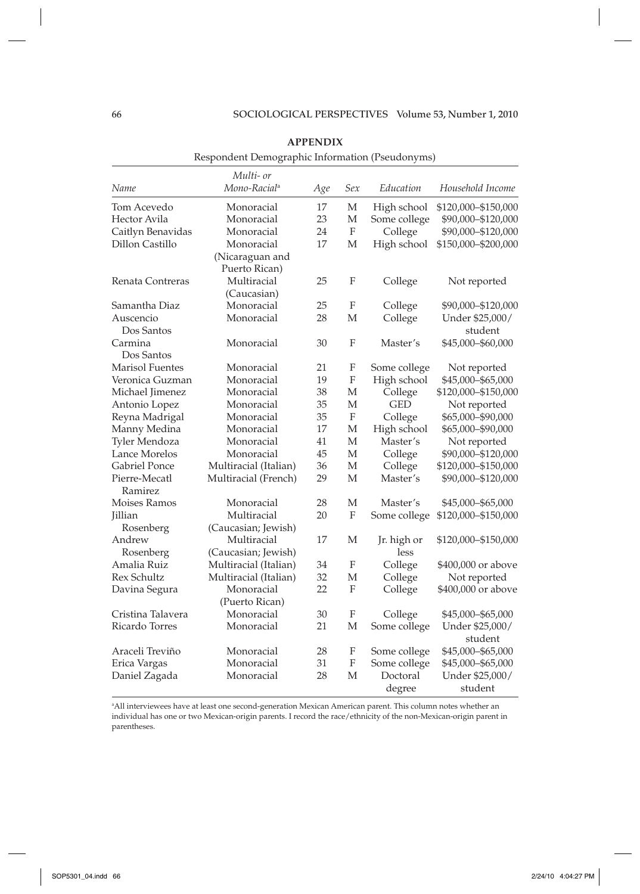## APPENDIX

Respondent Demographic Information (Pseudonyms)

| Name | Multi- or Mono-Racial[a] | Age | Sex | Education | Household Income |
|---|---|---|---|---|---|
| Tom Acevedo | Monoracial | 17 | M | High school | \$120,000–\$150,000 |
| Hector Avila | Monoracial | 23 | M | Some college | \$90,000–\$120,000 |
| Caitlyn Benavidas | Monoracial | 24 | F | College | \$90,000–\$120,000 |
| Dillon Castillo | Monoracial (Nicaraguan and Puerto Rican) | 17 | M | High school | \$150,000–\$200,000 |
| Renata Contreras | Multiracial (Caucasian) | 25 | F | College | Not reported |
| Samantha Diaz | Monoracial | 25 | F | College | \$90,000–\$120,000 |
| Auscencio Dos Santos | Monoracial | 28 | M | College | Under \$25,000/ student |
| Carmina Dos Santos | Monoracial | 30 | F | Master's | \$45,000–\$60,000 |
| Marisol Fuentes | Monoracial | 21 | F | Some college | Not reported |
| Veronica Guzman | Monoracial | 19 | F | High school | \$45,000–\$65,000 |
| Michael Jimenez | Monoracial | 38 | M | College | \$120,000–\$150,000 |
| Antonio Lopez | Monoracial | 35 | M | GED | Not reported |
| Reyna Madrigal | Monoracial | 35 | F | College | \$65,000–\$90,000 |
| Manny Medina | Monoracial | 17 | M | High school | \$65,000–\$90,000 |
| Tyler Mendoza | Monoracial | 41 | M | Master's | Not reported |
| Lance Morelos | Monoracial | 45 | M | College | \$90,000–\$120,000 |
| Gabriel Ponce | Multiracial (Italian) | 36 | M | College | \$120,000–\$150,000 |
| Pierre-Mecatl Ramirez | Multiracial (French) | 29 | M | Master's | \$90,000–\$120,000 |
| Moises Ramos | Monoracial | 28 | M | Master's | \$45,000–\$65,000 |
| Jillian Rosenberg | Multiracial (Caucasian; Jewish) | 20 | F | Some college | \$120,000–\$150,000 |
| Andrew Rosenberg | Multiracial (Caucasian; Jewish) | 17 | M | Jr. high or less | \$120,000–\$150,000 |
| Amalia Ruiz | Multiracial (Italian) | 34 | F | College | \$400,000 or above |
| Rex Schultz | Multiracial (Italian) | 32 | M | College | Not reported |
| Davina Segura | Monoracial (Puerto Rican) | 22 | F | College | \$400,000 or above |
| Cristina Talavera | Monoracial | 30 | F | College | \$45,000–\$65,000 |
| Ricardo Torres | Monoracial | 21 | M | Some college | Under \$25,000/ student |
| Araceli Treviño | Monoracial | 28 | F | Some college | \$45,000–\$65,000 |
| Erica Vargas | Monoracial | 31 | F | Some college | \$45,000–\$65,000 |
| Daniel Zagada | Monoracial | 28 | M | Doctoral degree | Under \$25,000/ student |

[a]All interviewees have at least one second-generation Mexican American parent. This column notes whether an individual has one or two Mexican-origin parents. I record the race/ethnicity of the non-Mexican-origin parent in parentheses.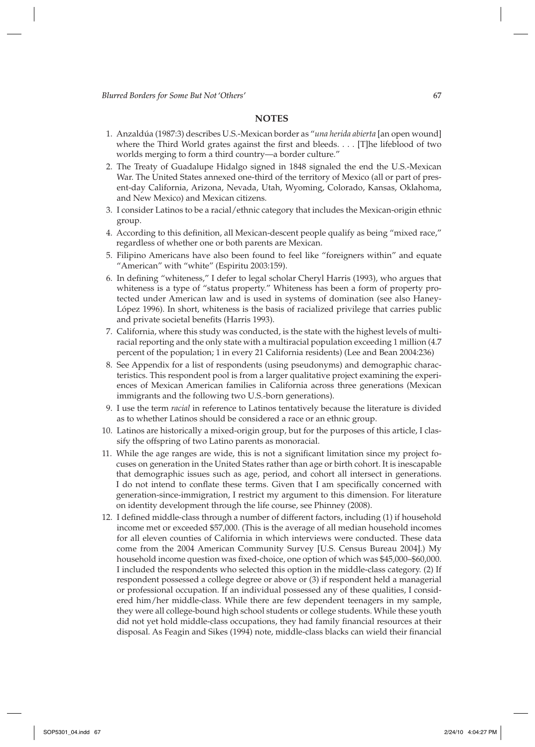## NOTES

1. Anzaldúa (1987:3) describes U.S.-Mexican border as "*una herida abierta* [an open wound] where the Third World grates against the first and bleeds. . . . [T]he lifeblood of two worlds merging to form a third country—a border culture."
2. The Treaty of Guadalupe Hidalgo signed in 1848 signaled the end the U.S.-Mexican War. The United States annexed one-third of the territory of Mexico (all or part of present-day California, Arizona, Nevada, Utah, Wyoming, Colorado, Kansas, Oklahoma, and New Mexico) and Mexican citizens.
3. I consider Latinos to be a racial/ethnic category that includes the Mexican-origin ethnic group.
4. According to this definition, all Mexican-descent people qualify as being "mixed race," regardless of whether one or both parents are Mexican.
5. Filipino Americans have also been found to feel like "foreigners within" and equate "American" with "white" (Espiritu 2003:159).
6. In defining "whiteness," I defer to legal scholar Cheryl Harris (1993), who argues that whiteness is a type of "status property." Whiteness has been a form of property protected under American law and is used in systems of domination (see also Haney-López 1996). In short, whiteness is the basis of racialized privilege that carries public and private societal benefits (Harris 1993).
7. California, where this study was conducted, is the state with the highest levels of multiracial reporting and the only state with a multiracial population exceeding 1 million (4.7 percent of the population; 1 in every 21 California residents) (Lee and Bean 2004:236)
8. See Appendix for a list of respondents (using pseudonyms) and demographic characteristics. This respondent pool is from a larger qualitative project examining the experiences of Mexican American families in California across three generations (Mexican immigrants and the following two U.S.-born generations).
9. I use the term *racial* in reference to Latinos tentatively because the literature is divided as to whether Latinos should be considered a race or an ethnic group.
10. Latinos are historically a mixed-origin group, but for the purposes of this article, I classify the offspring of two Latino parents as monoracial.
11. While the age ranges are wide, this is not a significant limitation since my project focuses on generation in the United States rather than age or birth cohort. It is inescapable that demographic issues such as age, period, and cohort all intersect in generations. I do not intend to conflate these terms. Given that I am specifically concerned with generation-since-immigration, I restrict my argument to this dimension. For literature on identity development through the life course, see Phinney (2008).
12. I defined middle-class through a number of different factors, including (1) if household income met or exceeded $57,000. (This is the average of all median household incomes for all eleven counties of California in which interviews were conducted. These data come from the 2004 American Community Survey [U.S. Census Bureau 2004].) My household income question was fixed-choice, one option of which was $45,000–$60,000. I included the respondents who selected this option in the middle-class category. (2) If respondent possessed a college degree or above or (3) if respondent held a managerial or professional occupation. If an individual possessed any of these qualities, I considered him/her middle-class. While there are few dependent teenagers in my sample, they were all college-bound high school students or college students. While these youth did not yet hold middle-class occupations, they had family financial resources at their disposal. As Feagin and Sikes (1994) note, middle-class blacks can wield their financial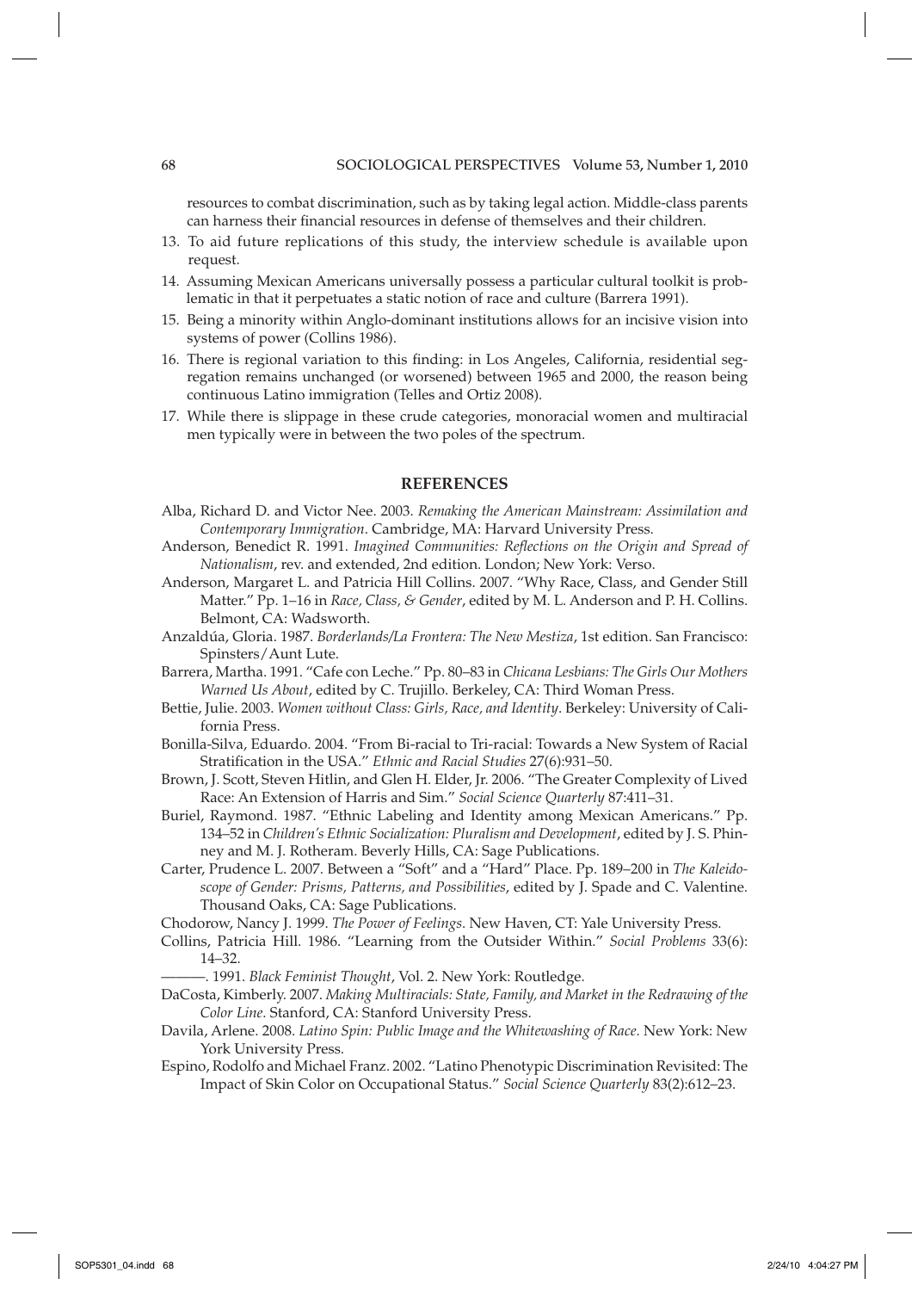resources to combat discrimination, such as by taking legal action. Middle-class parents can harness their financial resources in defense of themselves and their children.

13. To aid future replications of this study, the interview schedule is available upon request.
14. Assuming Mexican Americans universally possess a particular cultural toolkit is problematic in that it perpetuates a static notion of race and culture (Barrera 1991).
15. Being a minority within Anglo-dominant institutions allows for an incisive vision into systems of power (Collins 1986).
16. There is regional variation to this finding: in Los Angeles, California, residential segregation remains unchanged (or worsened) between 1965 and 2000, the reason being continuous Latino immigration (Telles and Ortiz 2008).
17. While there is slippage in these crude categories, monoracial women and multiracial men typically were in between the two poles of the spectrum.

## REFERENCES

Alba, Richard D. and Victor Nee. 2003. *Remaking the American Mainstream: Assimilation and Contemporary Immigration*. Cambridge, MA: Harvard University Press.

Anderson, Benedict R. 1991. *Imagined Communities: Reflections on the Origin and Spread of Nationalism*, rev. and extended, 2nd edition. London; New York: Verso.

Anderson, Margaret L. and Patricia Hill Collins. 2007. "Why Race, Class, and Gender Still Matter." Pp. 1–16 in *Race, Class, & Gender*, edited by M. L. Anderson and P. H. Collins. Belmont, CA: Wadsworth.

Anzaldúa, Gloria. 1987. *Borderlands/La Frontera: The New Mestiza*, 1st edition. San Francisco: Spinsters/Aunt Lute.

Barrera, Martha. 1991. "Cafe con Leche." Pp. 80–83 in *Chicana Lesbians: The Girls Our Mothers Warned Us About*, edited by C. Trujillo. Berkeley, CA: Third Woman Press.

Bettie, Julie. 2003. *Women without Class: Girls, Race, and Identity*. Berkeley: University of California Press.

Bonilla-Silva, Eduardo. 2004. "From Bi-racial to Tri-racial: Towards a New System of Racial Stratification in the USA." *Ethnic and Racial Studies* 27(6):931–50.

Brown, J. Scott, Steven Hitlin, and Glen H. Elder, Jr. 2006. "The Greater Complexity of Lived Race: An Extension of Harris and Sim." *Social Science Quarterly* 87:411–31.

Buriel, Raymond. 1987. "Ethnic Labeling and Identity among Mexican Americans." Pp. 134–52 in *Children's Ethnic Socialization: Pluralism and Development*, edited by J. S. Phinney and M. J. Rotheram. Beverly Hills, CA: Sage Publications.

Carter, Prudence L. 2007. Between a "Soft" and a "Hard" Place. Pp. 189–200 in *The Kaleidoscope of Gender: Prisms, Patterns, and Possibilities*, edited by J. Spade and C. Valentine. Thousand Oaks, CA: Sage Publications.

Chodorow, Nancy J. 1999. *The Power of Feelings*. New Haven, CT: Yale University Press.

Collins, Patricia Hill. 1986. "Learning from the Outsider Within." *Social Problems* 33(6): 14–32.

———. 1991. *Black Feminist Thought*, Vol. 2. New York: Routledge.

DaCosta, Kimberly. 2007. *Making Multiracials: State, Family, and Market in the Redrawing of the Color Line.* Stanford, CA: Stanford University Press.

Davila, Arlene. 2008. *Latino Spin: Public Image and the Whitewashing of Race*. New York: New York University Press.

Espino, Rodolfo and Michael Franz. 2002. "Latino Phenotypic Discrimination Revisited: The Impact of Skin Color on Occupational Status." *Social Science Quarterly* 83(2):612–23.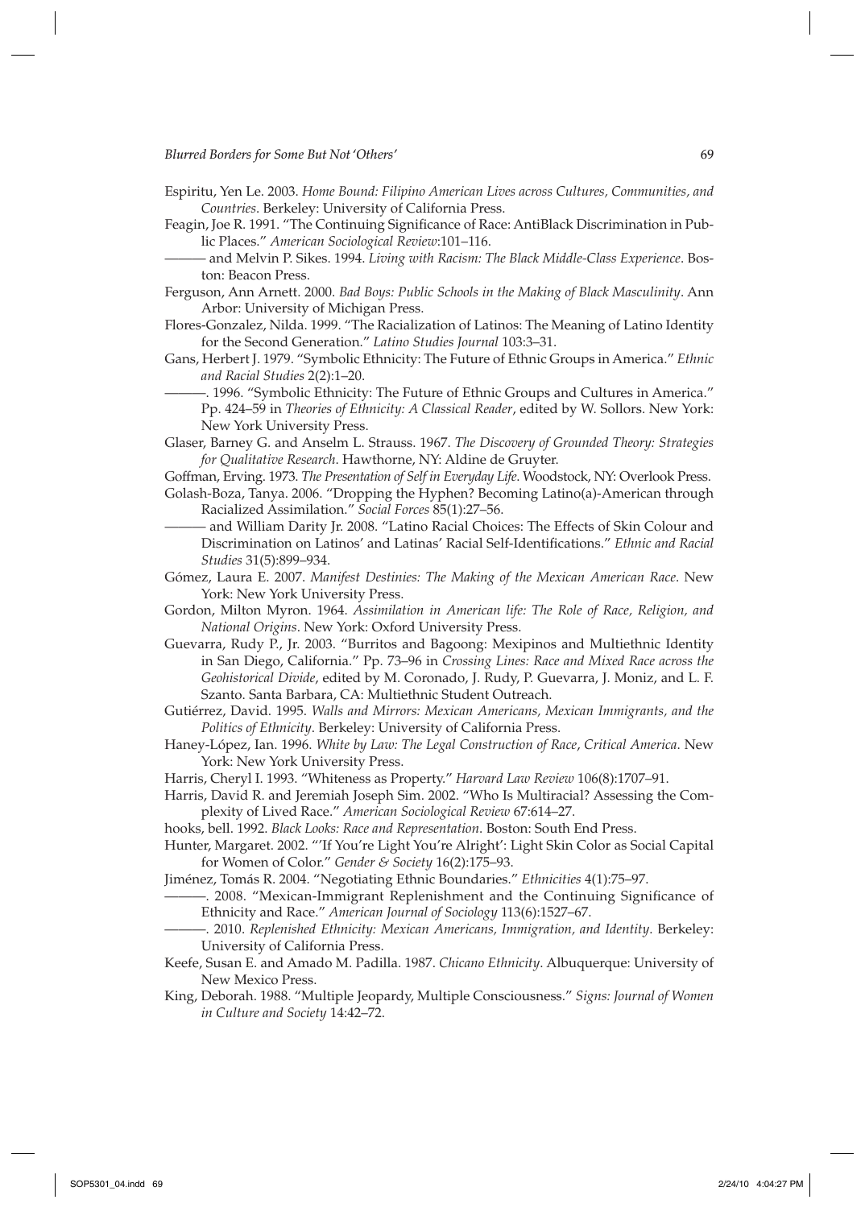Espiritu, Yen Le. 2003. *Home Bound: Filipino American Lives across Cultures, Communities, and Countries*. Berkeley: University of California Press.

Feagin, Joe R. 1991. "The Continuing Significance of Race: AntiBlack Discrimination in Public Places." *American Sociological Review*:101–116.

——— and Melvin P. Sikes. 1994. *Living with Racism: The Black Middle-Class Experience*. Boston: Beacon Press.

Ferguson, Ann Arnett. 2000. *Bad Boys: Public Schools in the Making of Black Masculinity*. Ann Arbor: University of Michigan Press.

Flores-Gonzalez, Nilda. 1999. "The Racialization of Latinos: The Meaning of Latino Identity for the Second Generation." *Latino Studies Journal* 103:3–31.

Gans, Herbert J. 1979. "Symbolic Ethnicity: The Future of Ethnic Groups in America." *Ethnic and Racial Studies* 2(2):1–20.

———. 1996. "Symbolic Ethnicity: The Future of Ethnic Groups and Cultures in America." Pp. 424–59 in *Theories of Ethnicity: A Classical Reader*, edited by W. Sollors. New York: New York University Press.

Glaser, Barney G. and Anselm L. Strauss. 1967. *The Discovery of Grounded Theory: Strategies for Qualitative Research*. Hawthorne, NY: Aldine de Gruyter.

Goffman, Erving. 1973. *The Presentation of Self in Everyday Life*. Woodstock, NY: Overlook Press.

Golash-Boza, Tanya. 2006. "Dropping the Hyphen? Becoming Latino(a)-American through Racialized Assimilation." *Social Forces* 85(1):27–56.

——— and William Darity Jr. 2008. "Latino Racial Choices: The Effects of Skin Colour and Discrimination on Latinos' and Latinas' Racial Self-Identifications." *Ethnic and Racial Studies* 31(5):899–934.

Gómez, Laura E. 2007. *Manifest Destinies: The Making of the Mexican American Race*. New York: New York University Press.

Gordon, Milton Myron. 1964. *Assimilation in American life: The Role of Race, Religion, and National Origins*. New York: Oxford University Press.

Guevarra, Rudy P., Jr. 2003. "Burritos and Bagoong: Mexipinos and Multiethnic Identity in San Diego, California." Pp. 73–96 in *Crossing Lines: Race and Mixed Race across the Geohistorical Divide*, edited by M. Coronado, J. Rudy, P. Guevarra, J. Moniz, and L. F. Szanto. Santa Barbara, CA: Multiethnic Student Outreach.

Gutiérrez, David. 1995. *Walls and Mirrors: Mexican Americans, Mexican Immigrants, and the Politics of Ethnicity*. Berkeley: University of California Press.

Haney-López, Ian. 1996. *White by Law: The Legal Construction of Race*, *Critical America*. New York: New York University Press.

Harris, Cheryl I. 1993. "Whiteness as Property." *Harvard Law Review* 106(8):1707–91.

Harris, David R. and Jeremiah Joseph Sim. 2002. "Who Is Multiracial? Assessing the Complexity of Lived Race." *American Sociological Review* 67:614–27.

hooks, bell. 1992. *Black Looks: Race and Representation*. Boston: South End Press.

Hunter, Margaret. 2002. "'If You're Light You're Alright': Light Skin Color as Social Capital for Women of Color." *Gender & Society* 16(2):175–93.

Jiménez, Tomás R. 2004. "Negotiating Ethnic Boundaries." *Ethnicities* 4(1):75–97.

———. 2008. "Mexican-Immigrant Replenishment and the Continuing Significance of Ethnicity and Race." *American Journal of Sociology* 113(6):1527–67.

———. 2010. *Replenished Ethnicity: Mexican Americans, Immigration, and Identity*. Berkeley: University of California Press.

Keefe, Susan E. and Amado M. Padilla. 1987. *Chicano Ethnicity*. Albuquerque: University of New Mexico Press.

King, Deborah. 1988. "Multiple Jeopardy, Multiple Consciousness." *Signs: Journal of Women in Culture and Society* 14:42–72.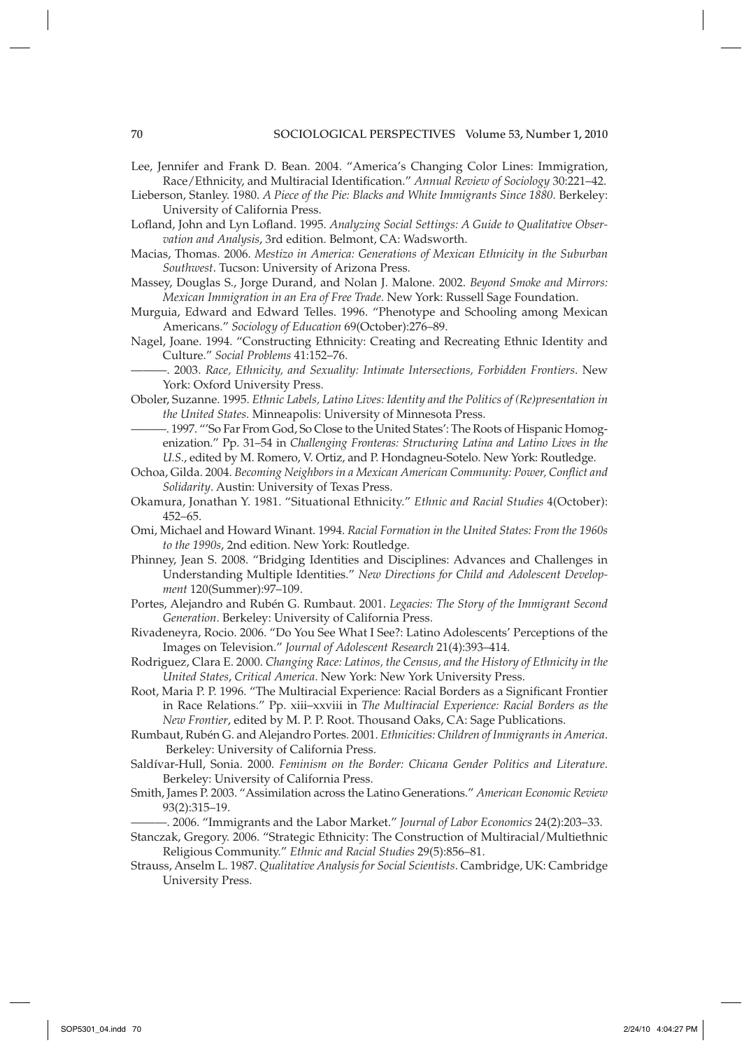Lee, Jennifer and Frank D. Bean. 2004. "America's Changing Color Lines: Immigration, Race/Ethnicity, and Multiracial Identification." *Annual Review of Sociology* 30:221–42.

Lieberson, Stanley. 1980. *A Piece of the Pie: Blacks and White Immigrants Since 1880*. Berkeley: University of California Press.

Lofland, John and Lyn Lofland. 1995. *Analyzing Social Settings: A Guide to Qualitative Observation and Analysis*, 3rd edition. Belmont, CA: Wadsworth.

Macias, Thomas. 2006. *Mestizo in America: Generations of Mexican Ethnicity in the Suburban Southwest*. Tucson: University of Arizona Press.

Massey, Douglas S., Jorge Durand, and Nolan J. Malone. 2002. *Beyond Smoke and Mirrors: Mexican Immigration in an Era of Free Trade*. New York: Russell Sage Foundation.

Murguia, Edward and Edward Telles. 1996. "Phenotype and Schooling among Mexican Americans." *Sociology of Education* 69(October):276–89.

Nagel, Joane. 1994. "Constructing Ethnicity: Creating and Recreating Ethnic Identity and Culture." *Social Problems* 41:152–76.

———. 2003. *Race, Ethnicity, and Sexuality: Intimate Intersections, Forbidden Frontiers*. New York: Oxford University Press.

Oboler, Suzanne. 1995. *Ethnic Labels, Latino Lives: Identity and the Politics of (Re)presentation in the United States*. Minneapolis: University of Minnesota Press.

———. 1997. "'So Far From God, So Close to the United States': The Roots of Hispanic Homogenization." Pp. 31–54 in *Challenging Fronteras: Structuring Latina and Latino Lives in the U.S.*, edited by M. Romero, V. Ortiz, and P. Hondagneu-Sotelo. New York: Routledge.

Ochoa, Gilda. 2004. *Becoming Neighbors in a Mexican American Community: Power, Conflict and Solidarity*. Austin: University of Texas Press.

Okamura, Jonathan Y. 1981. "Situational Ethnicity." *Ethnic and Racial Studies* 4(October): 452–65.

Omi, Michael and Howard Winant. 1994. *Racial Formation in the United States: From the 1960s to the 1990s*, 2nd edition. New York: Routledge.

Phinney, Jean S. 2008. "Bridging Identities and Disciplines: Advances and Challenges in Understanding Multiple Identities." *New Directions for Child and Adolescent Development* 120(Summer):97–109.

Portes, Alejandro and Rubén G. Rumbaut. 2001. *Legacies: The Story of the Immigrant Second Generation*. Berkeley: University of California Press.

Rivadeneyra, Rocio. 2006. "Do You See What I See?: Latino Adolescents' Perceptions of the Images on Television." *Journal of Adolescent Research* 21(4):393–414.

Rodriguez, Clara E. 2000. *Changing Race: Latinos, the Census, and the History of Ethnicity in the United States*, *Critical America*. New York: New York University Press.

Root, Maria P. P. 1996. "The Multiracial Experience: Racial Borders as a Significant Frontier in Race Relations." Pp. xiii–xxviii in *The Multiracial Experience: Racial Borders as the New Frontier*, edited by M. P. P. Root. Thousand Oaks, CA: Sage Publications.

Rumbaut, Rubén G. and Alejandro Portes. 2001. *Ethnicities: Children of Immigrants in America*. Berkeley: University of California Press.

Saldívar-Hull, Sonia. 2000. *Feminism on the Border: Chicana Gender Politics and Literature*. Berkeley: University of California Press.

Smith, James P. 2003. "Assimilation across the Latino Generations." *American Economic Review* 93(2):315–19.

———. 2006. "Immigrants and the Labor Market." *Journal of Labor Economics* 24(2):203–33.

Stanczak, Gregory. 2006. "Strategic Ethnicity: The Construction of Multiracial/Multiethnic Religious Community." *Ethnic and Racial Studies* 29(5):856–81.

Strauss, Anselm L. 1987. *Qualitative Analysis for Social Scientists*. Cambridge, UK: Cambridge University Press.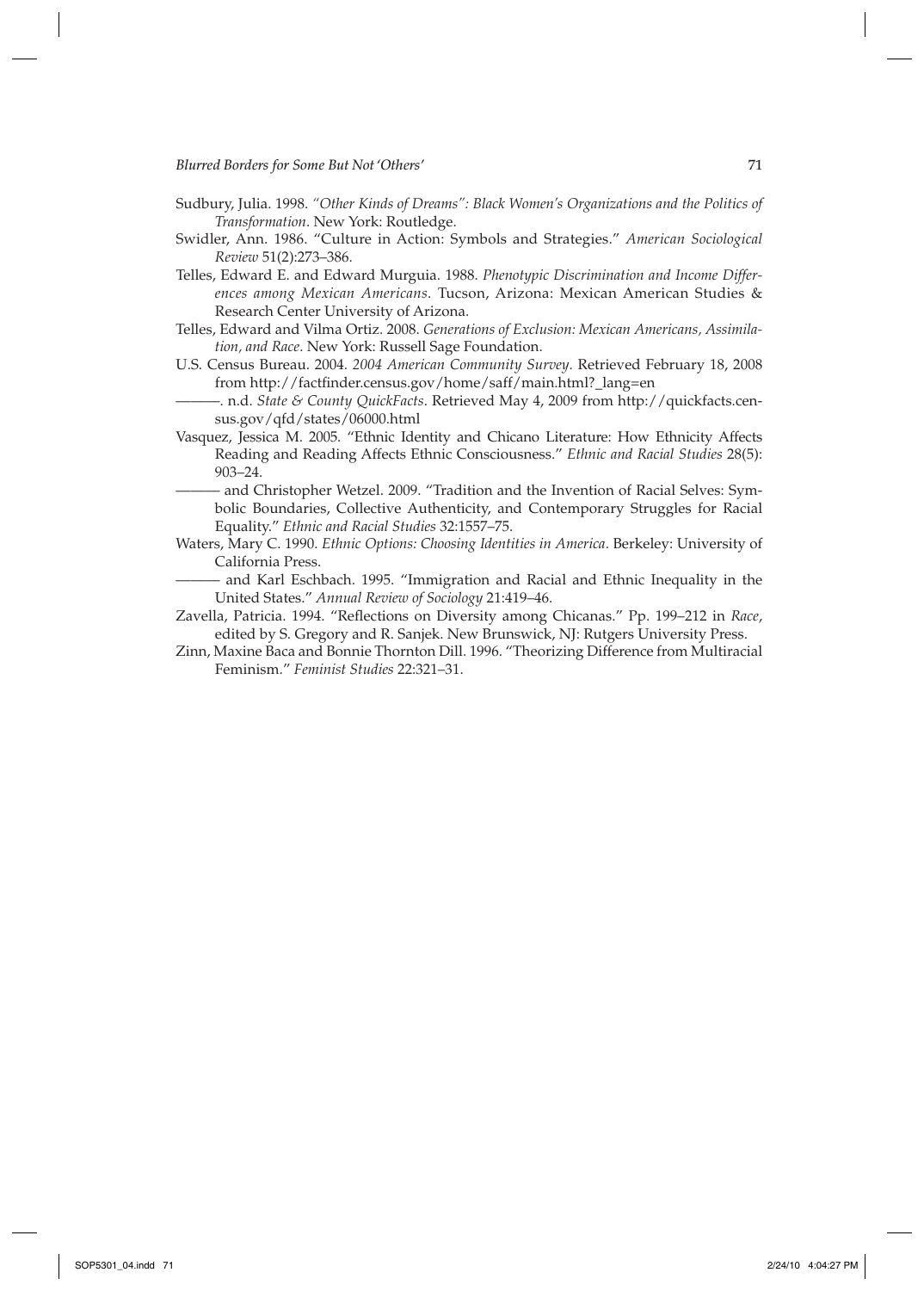Sudbury, Julia. 1998. *"Other Kinds of Dreams": Black Women's Organizations and the Politics of Transformation*. New York: Routledge.

Swidler, Ann. 1986. "Culture in Action: Symbols and Strategies." *American Sociological Review* 51(2):273–386.

Telles, Edward E. and Edward Murguia. 1988. *Phenotypic Discrimination and Income Differences among Mexican Americans*. Tucson, Arizona: Mexican American Studies & Research Center University of Arizona.

Telles, Edward and Vilma Ortiz. 2008. *Generations of Exclusion: Mexican Americans, Assimilation, and Race*. New York: Russell Sage Foundation.

U.S. Census Bureau. 2004. *2004 American Community Survey*. Retrieved February 18, 2008 from http://factfinder.census.gov/home/saff/main.html?_lang=en

———. n.d. *State & County QuickFacts*. Retrieved May 4, 2009 from http://quickfacts.census.gov/qfd/states/06000.html

Vasquez, Jessica M. 2005. "Ethnic Identity and Chicano Literature: How Ethnicity Affects Reading and Reading Affects Ethnic Consciousness." *Ethnic and Racial Studies* 28(5): 903–24.

——— and Christopher Wetzel. 2009. "Tradition and the Invention of Racial Selves: Symbolic Boundaries, Collective Authenticity, and Contemporary Struggles for Racial Equality." *Ethnic and Racial Studies* 32:1557–75.

Waters, Mary C. 1990. *Ethnic Options: Choosing Identities in America*. Berkeley: University of California Press.

——— and Karl Eschbach. 1995. "Immigration and Racial and Ethnic Inequality in the United States." *Annual Review of Sociology* 21:419–46.

Zavella, Patricia. 1994. "Reflections on Diversity among Chicanas." Pp. 199–212 in *Race*, edited by S. Gregory and R. Sanjek. New Brunswick, NJ: Rutgers University Press.

Zinn, Maxine Baca and Bonnie Thornton Dill. 1996. "Theorizing Difference from Multiracial Feminism." *Feminist Studies* 22:321–31.